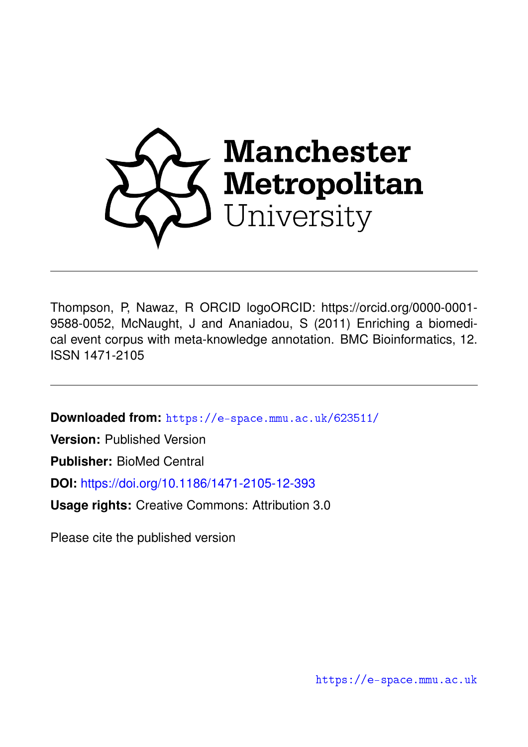Manchester Metropolitan University

Thompson, P, Nawaz, R ORCID logoORCID: https://orcid.org/0000-0001-9588-0052, McNaught, J and Ananiadou, S (2011) Enriching a biomedical event corpus with meta-knowledge annotation. BMC Bioinformatics, 12. ISSN 1471-2105

**Downloaded from:** https://e-space.mmu.ac.uk/623511/

**Version:** Published Version

**Publisher:** BioMed Central

**DOI:** https://doi.org/10.1186/1471-2105-12-393

**Usage rights:** Creative Commons: Attribution 3.0

Please cite the published version

https://e-space.mmu.ac.uk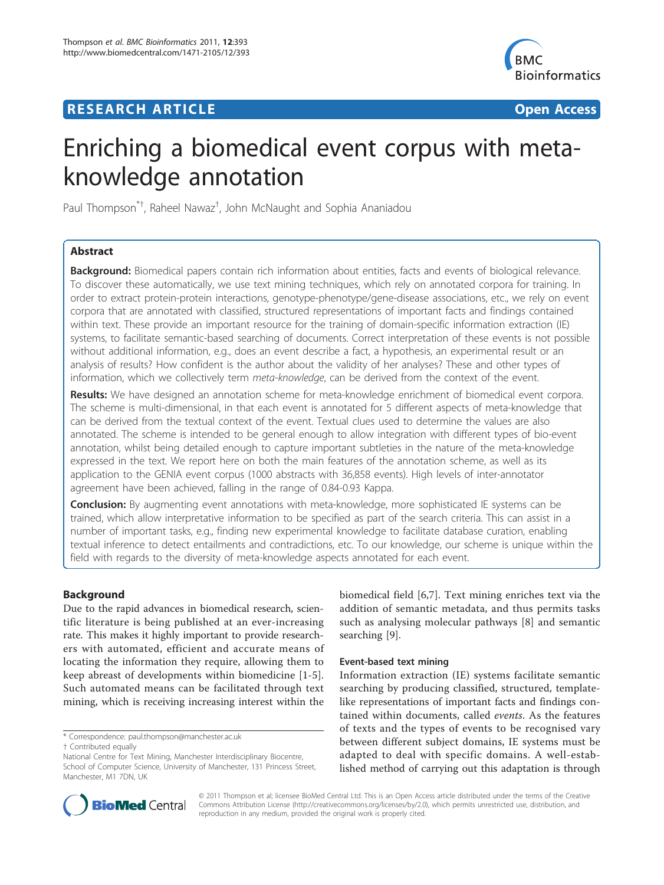# RESEARCH ARTICLE — Open Access

# Enriching a biomedical event corpus with meta-knowledge annotation

Paul Thompson[*†], Raheel Nawaz[†], John McNaught and Sophia Ananiadou

## Abstract

**Background:** Biomedical papers contain rich information about entities, facts and events of biological relevance. To discover these automatically, we use text mining techniques, which rely on annotated corpora for training. In order to extract protein-protein interactions, genotype-phenotype/gene-disease associations, etc., we rely on event corpora that are annotated with classified, structured representations of important facts and findings contained within text. These provide an important resource for the training of domain-specific information extraction (IE) systems, to facilitate semantic-based searching of documents. Correct interpretation of these events is not possible without additional information, e.g., does an event describe a fact, a hypothesis, an experimental result or an analysis of results? How confident is the author about the validity of her analyses? These and other types of information, which we collectively term *meta-knowledge*, can be derived from the context of the event.

**Results:** We have designed an annotation scheme for meta-knowledge enrichment of biomedical event corpora. The scheme is multi-dimensional, in that each event is annotated for 5 different aspects of meta-knowledge that can be derived from the textual context of the event. Textual clues used to determine the values are also annotated. The scheme is intended to be general enough to allow integration with different types of bio-event annotation, whilst being detailed enough to capture important subtleties in the nature of the meta-knowledge expressed in the text. We report here on both the main features of the annotation scheme, as well as its application to the GENIA event corpus (1000 abstracts with 36,858 events). High levels of inter-annotator agreement have been achieved, falling in the range of 0.84-0.93 Kappa.

**Conclusion:** By augmenting event annotations with meta-knowledge, more sophisticated IE systems can be trained, which allow interpretative information to be specified as part of the search criteria. This can assist in a number of important tasks, e.g., finding new experimental knowledge to facilitate database curation, enabling textual inference to detect entailments and contradictions, etc. To our knowledge, our scheme is unique within the field with regards to the diversity of meta-knowledge aspects annotated for each event.

## Background

Due to the rapid advances in biomedical research, scientific literature is being published at an ever-increasing rate. This makes it highly important to provide researchers with automated, efficient and accurate means of locating the information they require, allowing them to keep abreast of developments within biomedicine [1-5]. Such automated means can be facilitated through text mining, which is receiving increasing interest within the biomedical field [6,7]. Text mining enriches text via the addition of semantic metadata, and thus permits tasks such as analysing molecular pathways [8] and semantic searching [9].

### Event-based text mining

Information extraction (IE) systems facilitate semantic searching by producing classified, structured, template-like representations of important facts and findings contained within documents, called *events*. As the features of texts and the types of events to be recognised vary between different subject domains, IE systems must be adapted to deal with specific domains. A well-established method of carrying out this adaptation is through

* Correspondence: paul.thompson@manchester.ac.uk
† Contributed equally
National Centre for Text Mining, Manchester Interdisciplinary Biocentre, School of Computer Science, University of Manchester, 131 Princess Street, Manchester, M1 7DN, UK

© 2011 Thompson et al; licensee BioMed Central Ltd. This is an Open Access article distributed under the terms of the Creative Commons Attribution License (http://creativecommons.org/licenses/by/2.0), which permits unrestricted use, distribution, and reproduction in any medium, provided the original work is properly cited.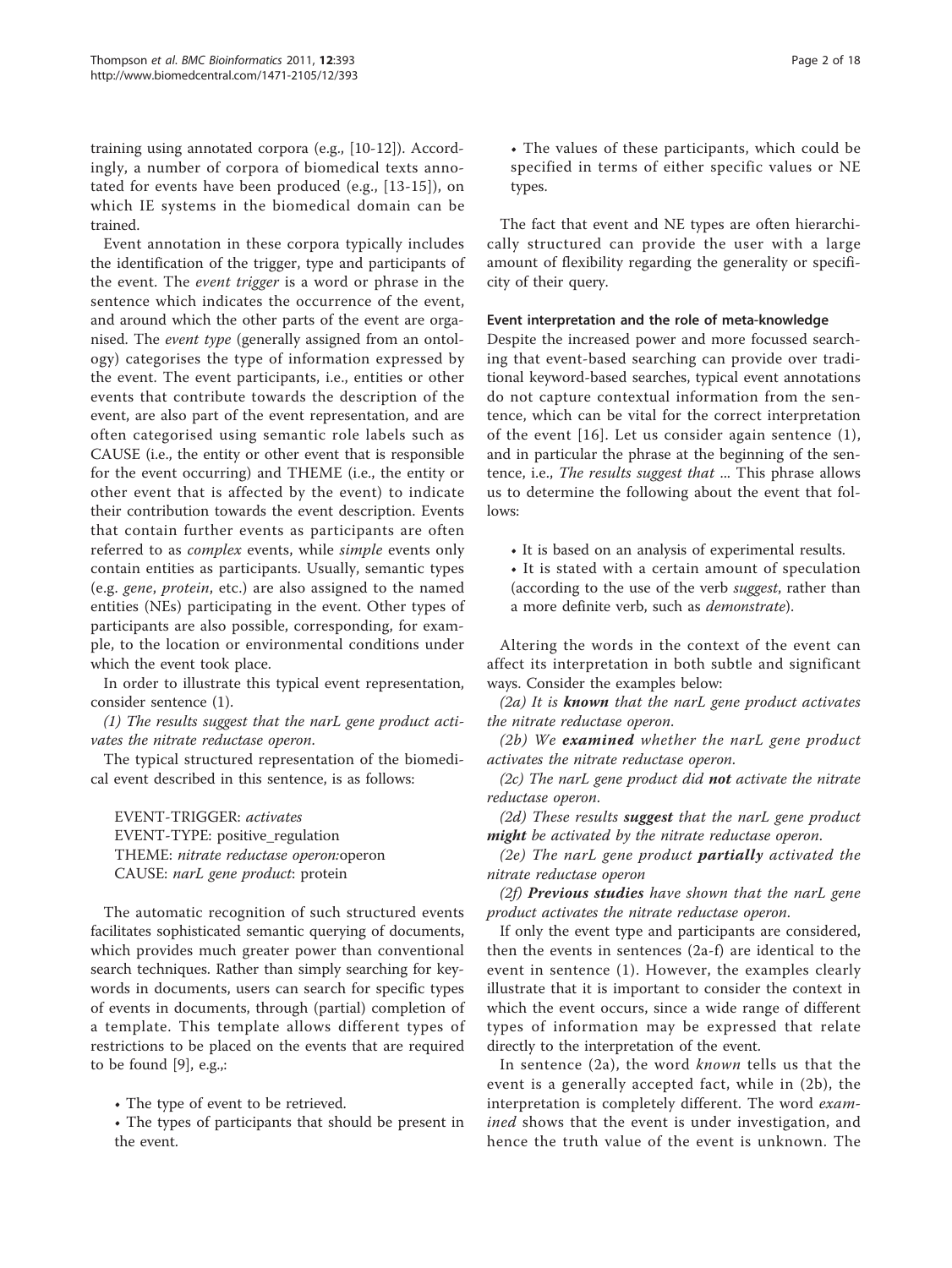training using annotated corpora (e.g., [10-12]). Accordingly, a number of corpora of biomedical texts annotated for events have been produced (e.g., [13-15]), on which IE systems in the biomedical domain can be trained.

Event annotation in these corpora typically includes the identification of the trigger, type and participants of the event. The *event trigger* is a word or phrase in the sentence which indicates the occurrence of the event, and around which the other parts of the event are organised. The *event type* (generally assigned from an ontology) categorises the type of information expressed by the event. The event participants, i.e., entities or other events that contribute towards the description of the event, are also part of the event representation, and are often categorised using semantic role labels such as CAUSE (i.e., the entity or other event that is responsible for the event occurring) and THEME (i.e., the entity or other event that is affected by the event) to indicate their contribution towards the event description. Events that contain further events as participants are often referred to as *complex* events, while *simple* events only contain entities as participants. Usually, semantic types (e.g. *gene*, *protein*, etc.) are also assigned to the named entities (NEs) participating in the event. Other types of participants are also possible, corresponding, for example, to the location or environmental conditions under which the event took place.

In order to illustrate this typical event representation, consider sentence (1).

*(1) The results suggest that the narL gene product activates the nitrate reductase operon.*

The typical structured representation of the biomedical event described in this sentence, is as follows:

EVENT-TRIGGER: *activates*
EVENT-TYPE: positive_regulation
THEME: *nitrate reductase operon:*operon
CAUSE: *narL gene product*: protein

The automatic recognition of such structured events facilitates sophisticated semantic querying of documents, which provides much greater power than conventional search techniques. Rather than simply searching for keywords in documents, users can search for specific types of events in documents, through (partial) completion of a template. This template allows different types of restrictions to be placed on the events that are required to be found [9], e.g.,:

- The type of event to be retrieved.
- The types of participants that should be present in the event.
- The values of these participants, which could be specified in terms of either specific values or NE types.

The fact that event and NE types are often hierarchically structured can provide the user with a large amount of flexibility regarding the generality or specificity of their query.

#### Event interpretation and the role of meta-knowledge

Despite the increased power and more focussed searching that event-based searching can provide over traditional keyword-based searches, typical event annotations do not capture contextual information from the sentence, which can be vital for the correct interpretation of the event [16]. Let us consider again sentence (1), and in particular the phrase at the beginning of the sentence, i.e., *The results suggest that ...* This phrase allows us to determine the following about the event that follows:

- It is based on an analysis of experimental results.
- It is stated with a certain amount of speculation (according to the use of the verb *suggest*, rather than a more definite verb, such as *demonstrate*).

Altering the words in the context of the event can affect its interpretation in both subtle and significant ways. Consider the examples below:

*(2a) It is* ***known*** *that the narL gene product activates the nitrate reductase operon.*

*(2b) We* ***examined*** *whether the narL gene product activates the nitrate reductase operon.*

*(2c) The narL gene product did* ***not*** *activate the nitrate reductase operon.*

*(2d) These results* ***suggest*** *that the narL gene product* ***might*** *be activated by the nitrate reductase operon.*

*(2e) The narL gene product* ***partially*** *activated the nitrate reductase operon*

*(2f)* ***Previous studies*** *have shown that the narL gene product activates the nitrate reductase operon.*

If only the event type and participants are considered, then the events in sentences (2a-f) are identical to the event in sentence (1). However, the examples clearly illustrate that it is important to consider the context in which the event occurs, since a wide range of different types of information may be expressed that relate directly to the interpretation of the event.

In sentence (2a), the word *known* tells us that the event is a generally accepted fact, while in (2b), the interpretation is completely different. The word *examined* shows that the event is under investigation, and hence the truth value of the event is unknown. The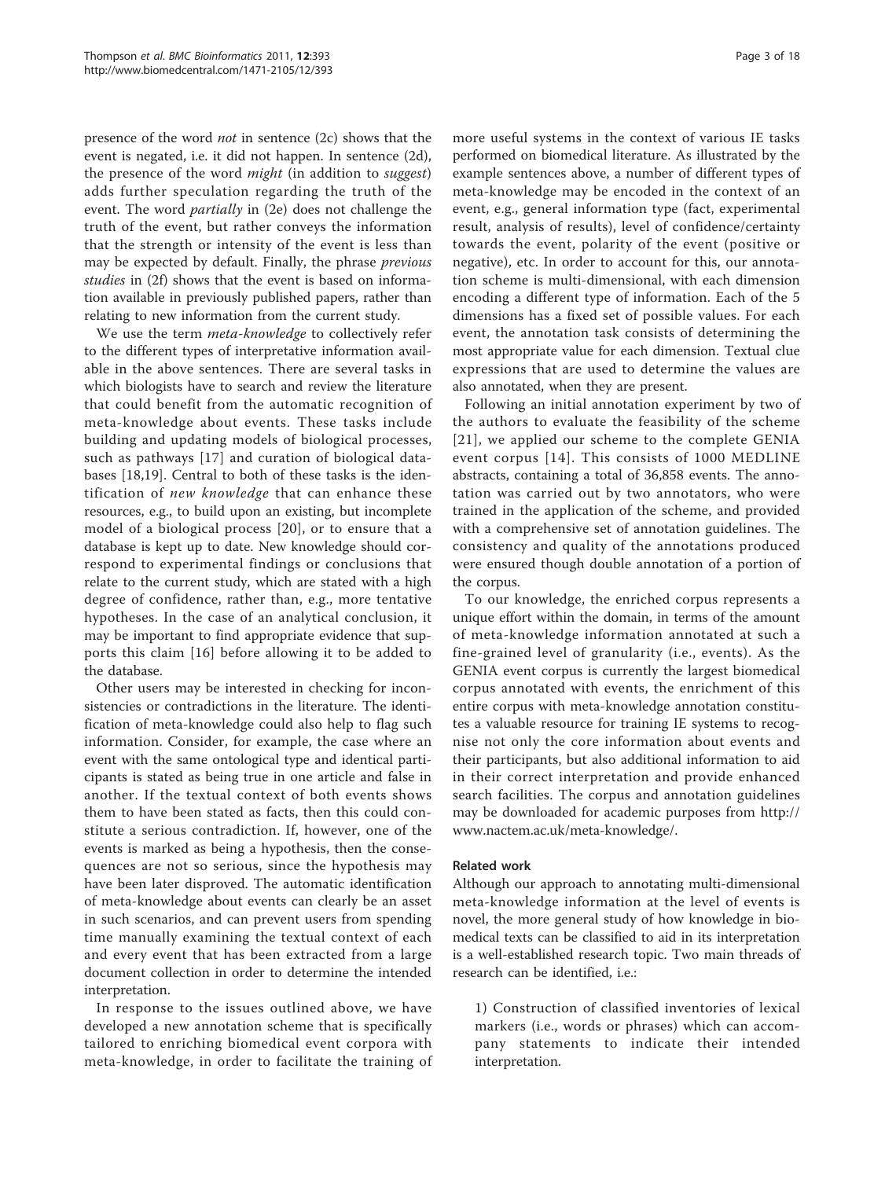presence of the word *not* in sentence (2c) shows that the event is negated, i.e. it did not happen. In sentence (2d), the presence of the word *might* (in addition to *suggest*) adds further speculation regarding the truth of the event. The word *partially* in (2e) does not challenge the truth of the event, but rather conveys the information that the strength or intensity of the event is less than may be expected by default. Finally, the phrase *previous studies* in (2f) shows that the event is based on information available in previously published papers, rather than relating to new information from the current study.

We use the term *meta-knowledge* to collectively refer to the different types of interpretative information available in the above sentences. There are several tasks in which biologists have to search and review the literature that could benefit from the automatic recognition of meta-knowledge about events. These tasks include building and updating models of biological processes, such as pathways [17] and curation of biological databases [18,19]. Central to both of these tasks is the identification of *new knowledge* that can enhance these resources, e.g., to build upon an existing, but incomplete model of a biological process [20], or to ensure that a database is kept up to date. New knowledge should correspond to experimental findings or conclusions that relate to the current study, which are stated with a high degree of confidence, rather than, e.g., more tentative hypotheses. In the case of an analytical conclusion, it may be important to find appropriate evidence that supports this claim [16] before allowing it to be added to the database.

Other users may be interested in checking for inconsistencies or contradictions in the literature. The identification of meta-knowledge could also help to flag such information. Consider, for example, the case where an event with the same ontological type and identical participants is stated as being true in one article and false in another. If the textual context of both events shows them to have been stated as facts, then this could constitute a serious contradiction. If, however, one of the events is marked as being a hypothesis, then the consequences are not so serious, since the hypothesis may have been later disproved. The automatic identification of meta-knowledge about events can clearly be an asset in such scenarios, and can prevent users from spending time manually examining the textual context of each and every event that has been extracted from a large document collection in order to determine the intended interpretation.

In response to the issues outlined above, we have developed a new annotation scheme that is specifically tailored to enriching biomedical event corpora with meta-knowledge, in order to facilitate the training of more useful systems in the context of various IE tasks performed on biomedical literature. As illustrated by the example sentences above, a number of different types of meta-knowledge may be encoded in the context of an event, e.g., general information type (fact, experimental result, analysis of results), level of confidence/certainty towards the event, polarity of the event (positive or negative), etc. In order to account for this, our annotation scheme is multi-dimensional, with each dimension encoding a different type of information. Each of the 5 dimensions has a fixed set of possible values. For each event, the annotation task consists of determining the most appropriate value for each dimension. Textual clue expressions that are used to determine the values are also annotated, when they are present.

Following an initial annotation experiment by two of the authors to evaluate the feasibility of the scheme [21], we applied our scheme to the complete GENIA event corpus [14]. This consists of 1000 MEDLINE abstracts, containing a total of 36,858 events. The annotation was carried out by two annotators, who were trained in the application of the scheme, and provided with a comprehensive set of annotation guidelines. The consistency and quality of the annotations produced were ensured though double annotation of a portion of the corpus.

To our knowledge, the enriched corpus represents a unique effort within the domain, in terms of the amount of meta-knowledge information annotated at such a fine-grained level of granularity (i.e., events). As the GENIA event corpus is currently the largest biomedical corpus annotated with events, the enrichment of this entire corpus with meta-knowledge annotation constitutes a valuable resource for training IE systems to recognise not only the core information about events and their participants, but also additional information to aid in their correct interpretation and provide enhanced search facilities. The corpus and annotation guidelines may be downloaded for academic purposes from http://www.nactem.ac.uk/meta-knowledge/.

### Related work

Although our approach to annotating multi-dimensional meta-knowledge information at the level of events is novel, the more general study of how knowledge in biomedical texts can be classified to aid in its interpretation is a well-established research topic. Two main threads of research can be identified, i.e.:

1) Construction of classified inventories of lexical markers (i.e., words or phrases) which can accompany statements to indicate their intended interpretation.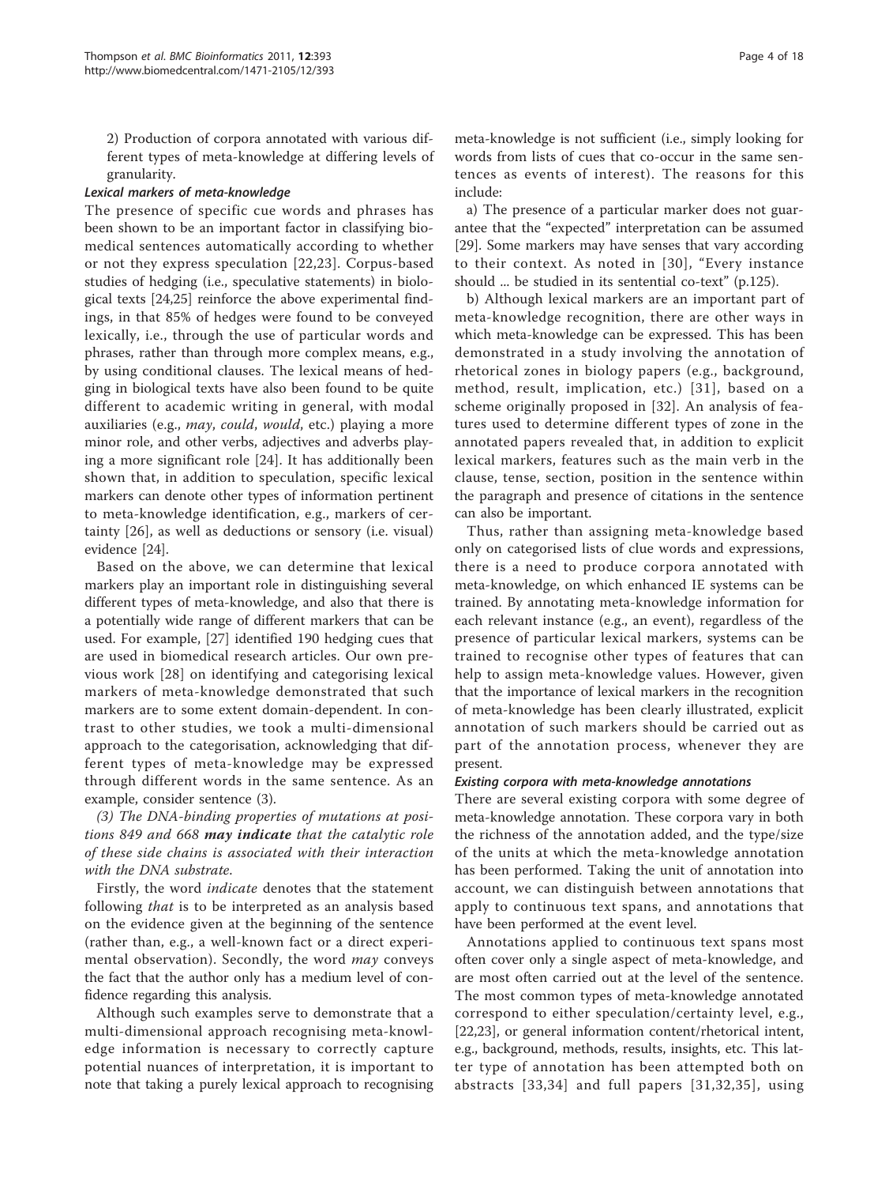2) Production of corpora annotated with various different types of meta-knowledge at differing levels of granularity.

### *Lexical markers of meta-knowledge*

The presence of specific cue words and phrases has been shown to be an important factor in classifying biomedical sentences automatically according to whether or not they express speculation [22,23]. Corpus-based studies of hedging (i.e., speculative statements) in biological texts [24,25] reinforce the above experimental findings, in that 85% of hedges were found to be conveyed lexically, i.e., through the use of particular words and phrases, rather than through more complex means, e.g., by using conditional clauses. The lexical means of hedging in biological texts have also been found to be quite different to academic writing in general, with modal auxiliaries (e.g., *may*, *could*, *would*, etc.) playing a more minor role, and other verbs, adjectives and adverbs playing a more significant role [24]. It has additionally been shown that, in addition to speculation, specific lexical markers can denote other types of information pertinent to meta-knowledge identification, e.g., markers of certainty [26], as well as deductions or sensory (i.e. visual) evidence [24].

Based on the above, we can determine that lexical markers play an important role in distinguishing several different types of meta-knowledge, and also that there is a potentially wide range of different markers that can be used. For example, [27] identified 190 hedging cues that are used in biomedical research articles. Our own previous work [28] on identifying and categorising lexical markers of meta-knowledge demonstrated that such markers are to some extent domain-dependent. In contrast to other studies, we took a multi-dimensional approach to the categorisation, acknowledging that different types of meta-knowledge may be expressed through different words in the same sentence. As an example, consider sentence (3).

*(3) The DNA-binding properties of mutations at positions 849 and 668* ***may indicate*** *that the catalytic role of these side chains is associated with their interaction with the DNA substrate.*

Firstly, the word *indicate* denotes that the statement following *that* is to be interpreted as an analysis based on the evidence given at the beginning of the sentence (rather than, e.g., a well-known fact or a direct experimental observation). Secondly, the word *may* conveys the fact that the author only has a medium level of confidence regarding this analysis.

Although such examples serve to demonstrate that a multi-dimensional approach recognising meta-knowledge information is necessary to correctly capture potential nuances of interpretation, it is important to note that taking a purely lexical approach to recognising meta-knowledge is not sufficient (i.e., simply looking for words from lists of cues that co-occur in the same sentences as events of interest). The reasons for this include:

a) The presence of a particular marker does not guarantee that the "expected" interpretation can be assumed [29]. Some markers may have senses that vary according to their context. As noted in [30], "Every instance should ... be studied in its sentential co-text" (p.125).

b) Although lexical markers are an important part of meta-knowledge recognition, there are other ways in which meta-knowledge can be expressed. This has been demonstrated in a study involving the annotation of rhetorical zones in biology papers (e.g., background, method, result, implication, etc.) [31], based on a scheme originally proposed in [32]. An analysis of features used to determine different types of zone in the annotated papers revealed that, in addition to explicit lexical markers, features such as the main verb in the clause, tense, section, position in the sentence within the paragraph and presence of citations in the sentence can also be important.

Thus, rather than assigning meta-knowledge based only on categorised lists of clue words and expressions, there is a need to produce corpora annotated with meta-knowledge, on which enhanced IE systems can be trained. By annotating meta-knowledge information for each relevant instance (e.g., an event), regardless of the presence of particular lexical markers, systems can be trained to recognise other types of features that can help to assign meta-knowledge values. However, given that the importance of lexical markers in the recognition of meta-knowledge has been clearly illustrated, explicit annotation of such markers should be carried out as part of the annotation process, whenever they are present.

### *Existing corpora with meta-knowledge annotations*

There are several existing corpora with some degree of meta-knowledge annotation. These corpora vary in both the richness of the annotation added, and the type/size of the units at which the meta-knowledge annotation has been performed. Taking the unit of annotation into account, we can distinguish between annotations that apply to continuous text spans, and annotations that have been performed at the event level.

Annotations applied to continuous text spans most often cover only a single aspect of meta-knowledge, and are most often carried out at the level of the sentence. The most common types of meta-knowledge annotated correspond to either speculation/certainty level, e.g., [22,23], or general information content/rhetorical intent, e.g., background, methods, results, insights, etc. This latter type of annotation has been attempted both on abstracts [33,34] and full papers [31,32,35], using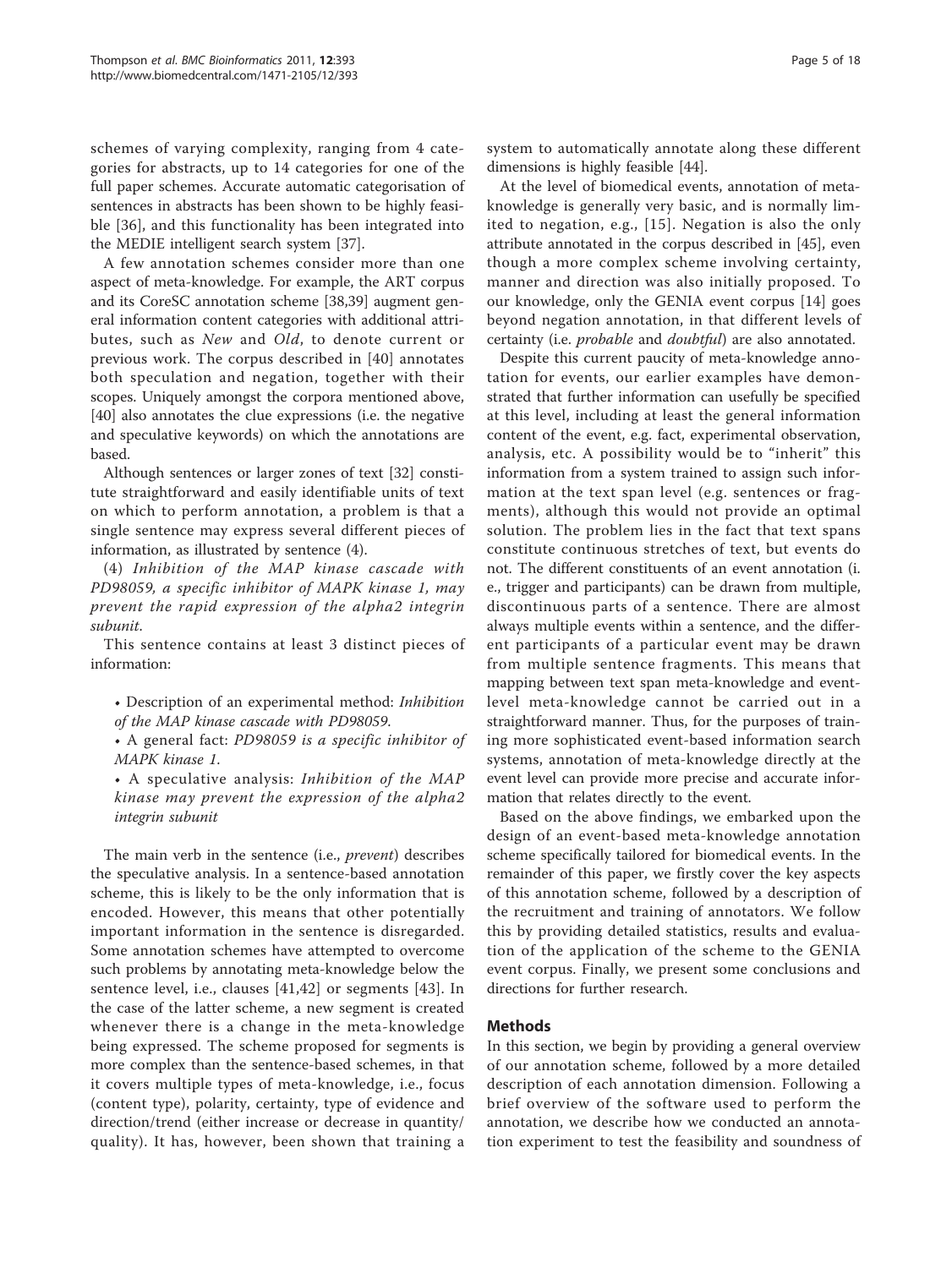schemes of varying complexity, ranging from 4 categories for abstracts, up to 14 categories for one of the full paper schemes. Accurate automatic categorisation of sentences in abstracts has been shown to be highly feasible [36], and this functionality has been integrated into the MEDIE intelligent search system [37].

A few annotation schemes consider more than one aspect of meta-knowledge. For example, the ART corpus and its CoreSC annotation scheme [38,39] augment general information content categories with additional attributes, such as *New* and *Old*, to denote current or previous work. The corpus described in [40] annotates both speculation and negation, together with their scopes. Uniquely amongst the corpora mentioned above, [40] also annotates the clue expressions (i.e. the negative and speculative keywords) on which the annotations are based.

Although sentences or larger zones of text [32] constitute straightforward and easily identifiable units of text on which to perform annotation, a problem is that a single sentence may express several different pieces of information, as illustrated by sentence (4).

(4) *Inhibition of the MAP kinase cascade with PD98059, a specific inhibitor of MAPK kinase 1, may prevent the rapid expression of the alpha2 integrin subunit.*

This sentence contains at least 3 distinct pieces of information:

- Description of an experimental method: *Inhibition of the MAP kinase cascade with PD98059.*
- A general fact: *PD98059 is a specific inhibitor of MAPK kinase 1.*
- A speculative analysis: *Inhibition of the MAP kinase may prevent the expression of the alpha2 integrin subunit*

The main verb in the sentence (i.e., *prevent*) describes the speculative analysis. In a sentence-based annotation scheme, this is likely to be the only information that is encoded. However, this means that other potentially important information in the sentence is disregarded. Some annotation schemes have attempted to overcome such problems by annotating meta-knowledge below the sentence level, i.e., clauses [41,42] or segments [43]. In the case of the latter scheme, a new segment is created whenever there is a change in the meta-knowledge being expressed. The scheme proposed for segments is more complex than the sentence-based schemes, in that it covers multiple types of meta-knowledge, i.e., focus (content type), polarity, certainty, type of evidence and direction/trend (either increase or decrease in quantity/quality). It has, however, been shown that training a system to automatically annotate along these different dimensions is highly feasible [44].

At the level of biomedical events, annotation of meta-knowledge is generally very basic, and is normally limited to negation, e.g., [15]. Negation is also the only attribute annotated in the corpus described in [45], even though a more complex scheme involving certainty, manner and direction was also initially proposed. To our knowledge, only the GENIA event corpus [14] goes beyond negation annotation, in that different levels of certainty (i.e. *probable* and *doubtful*) are also annotated.

Despite this current paucity of meta-knowledge annotation for events, our earlier examples have demonstrated that further information can usefully be specified at this level, including at least the general information content of the event, e.g. fact, experimental observation, analysis, etc. A possibility would be to "inherit" this information from a system trained to assign such information at the text span level (e.g. sentences or fragments), although this would not provide an optimal solution. The problem lies in the fact that text spans constitute continuous stretches of text, but events do not. The different constituents of an event annotation (i.e., trigger and participants) can be drawn from multiple, discontinuous parts of a sentence. There are almost always multiple events within a sentence, and the different participants of a particular event may be drawn from multiple sentence fragments. This means that mapping between text span meta-knowledge and event-level meta-knowledge cannot be carried out in a straightforward manner. Thus, for the purposes of training more sophisticated event-based information search systems, annotation of meta-knowledge directly at the event level can provide more precise and accurate information that relates directly to the event.

Based on the above findings, we embarked upon the design of an event-based meta-knowledge annotation scheme specifically tailored for biomedical events. In the remainder of this paper, we firstly cover the key aspects of this annotation scheme, followed by a description of the recruitment and training of annotators. We follow this by providing detailed statistics, results and evaluation of the application of the scheme to the GENIA event corpus. Finally, we present some conclusions and directions for further research.

## Methods

In this section, we begin by providing a general overview of our annotation scheme, followed by a more detailed description of each annotation dimension. Following a brief overview of the software used to perform the annotation, we describe how we conducted an annotation experiment to test the feasibility and soundness of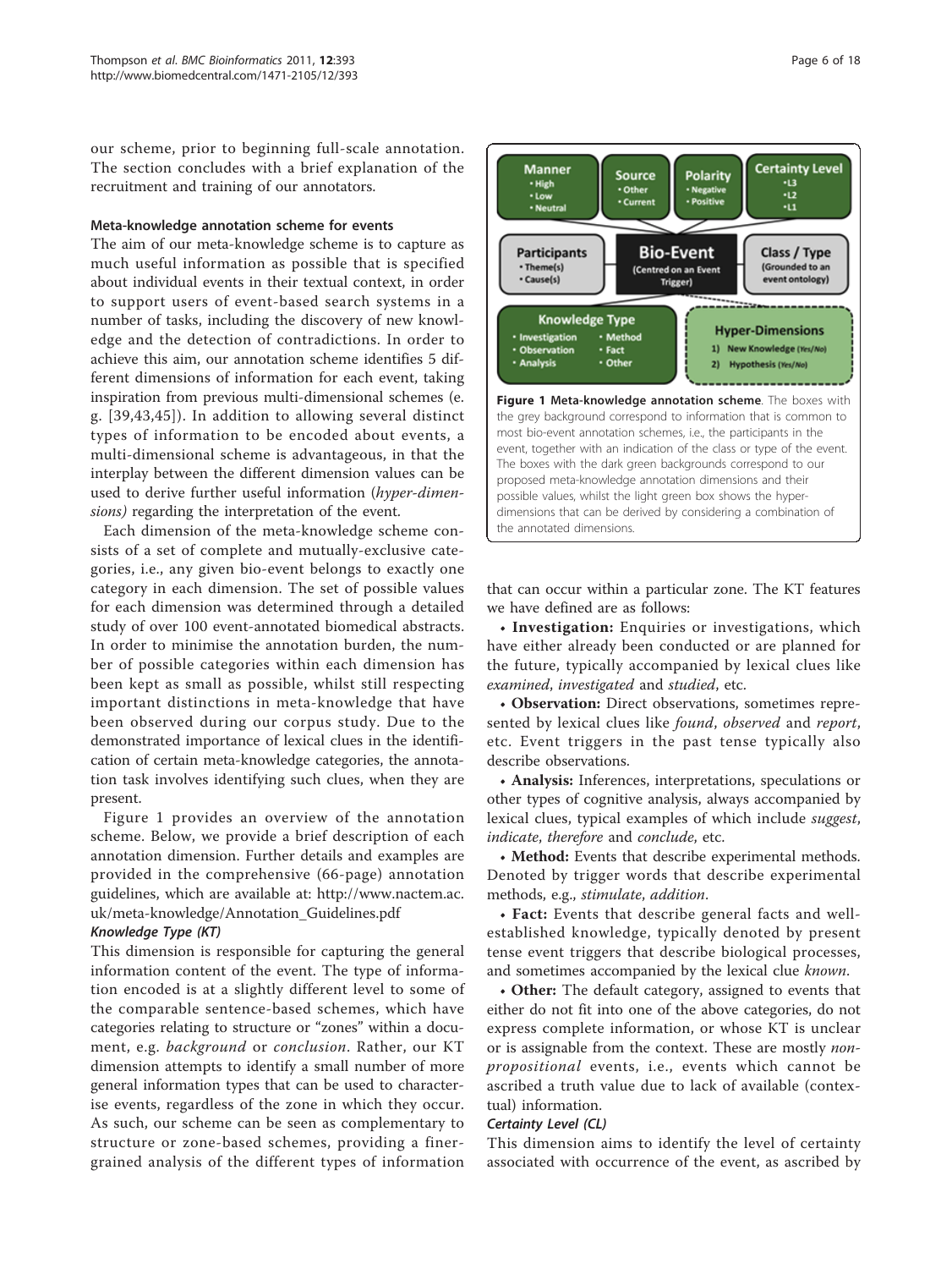our scheme, prior to beginning full-scale annotation. The section concludes with a brief explanation of the recruitment and training of our annotators.

### Meta-knowledge annotation scheme for events

The aim of our meta-knowledge scheme is to capture as much useful information as possible that is specified about individual events in their textual context, in order to support users of event-based search systems in a number of tasks, including the discovery of new knowledge and the detection of contradictions. In order to achieve this aim, our annotation scheme identifies 5 different dimensions of information for each event, taking inspiration from previous multi-dimensional schemes (e.g. [39,43,45]). In addition to allowing several distinct types of information to be encoded about events, a multi-dimensional scheme is advantageous, in that the interplay between the different dimension values can be used to derive further useful information (*hyper-dimensions*) regarding the interpretation of the event.

Each dimension of the meta-knowledge scheme consists of a set of complete and mutually-exclusive categories, i.e., any given bio-event belongs to exactly one category in each dimension. The set of possible values for each dimension was determined through a detailed study of over 100 event-annotated biomedical abstracts. In order to minimise the annotation burden, the number of possible categories within each dimension has been kept as small as possible, whilst still respecting important distinctions in meta-knowledge that have been observed during our corpus study. Due to the demonstrated importance of lexical clues in the identification of certain meta-knowledge categories, the annotation task involves identifying such clues, when they are present.

Figure 1 provides an overview of the annotation scheme. Below, we provide a brief description of each annotation dimension. Further details and examples are provided in the comprehensive (66-page) annotation guidelines, which are available at: http://www.nactem.ac.uk/meta-knowledge/Annotation_Guidelines.pdf

Manner
• High
• Low
• Neutral

Source
• Other
• Current

Polarity
• Negative
• Positive

Certainty Level
• L3
• L2
• L1

Participants
• Theme(s)
• Cause(s)

Bio-Event
(Centred on an Event Trigger)

Class / Type
(Grounded to an event ontology)

Knowledge Type
• Investigation
• Observation
• Analysis
• Method
• Fact
• Other

Hyper-Dimensions
1) New Knowledge (Yes/No)
2) Hypothesis (Yes/No)

**Figure 1 Meta-knowledge annotation scheme**. The boxes with the grey background correspond to information that is common to most bio-event annotation schemes, i.e., the participants in the event, together with an indication of the class or type of the event. The boxes with the dark green backgrounds correspond to our proposed meta-knowledge annotation dimensions and their possible values, whilst the light green box shows the hyper-dimensions that can be derived by considering a combination of the annotated dimensions.

#### *Knowledge Type (KT)*

This dimension is responsible for capturing the general information content of the event. The type of information encoded is at a slightly different level to some of the comparable sentence-based schemes, which have categories relating to structure or "zones" within a document, e.g. *background* or *conclusion*. Rather, our KT dimension attempts to identify a small number of more general information types that can be used to characterise events, regardless of the zone in which they occur. As such, our scheme can be seen as complementary to structure or zone-based schemes, providing a finer-grained analysis of the different types of information that can occur within a particular zone. The KT features we have defined are as follows:

• **Investigation:** Enquiries or investigations, which have either already been conducted or are planned for the future, typically accompanied by lexical clues like *examined*, *investigated* and *studied*, etc.

• **Observation:** Direct observations, sometimes represented by lexical clues like *found*, *observed* and *report*, etc. Event triggers in the past tense typically also describe observations.

• **Analysis:** Inferences, interpretations, speculations or other types of cognitive analysis, always accompanied by lexical clues, typical examples of which include *suggest*, *indicate*, *therefore* and *conclude*, etc.

• **Method:** Events that describe experimental methods. Denoted by trigger words that describe experimental methods, e.g., *stimulate*, *addition*.

• **Fact:** Events that describe general facts and well-established knowledge, typically denoted by present tense event triggers that describe biological processes, and sometimes accompanied by the lexical clue *known*.

• **Other:** The default category, assigned to events that either do not fit into one of the above categories, do not express complete information, or whose KT is unclear or is assignable from the context. These are mostly *non-propositional* events, i.e., events which cannot be ascribed a truth value due to lack of available (contextual) information.

#### *Certainty Level (CL)*

This dimension aims to identify the level of certainty associated with occurrence of the event, as ascribed by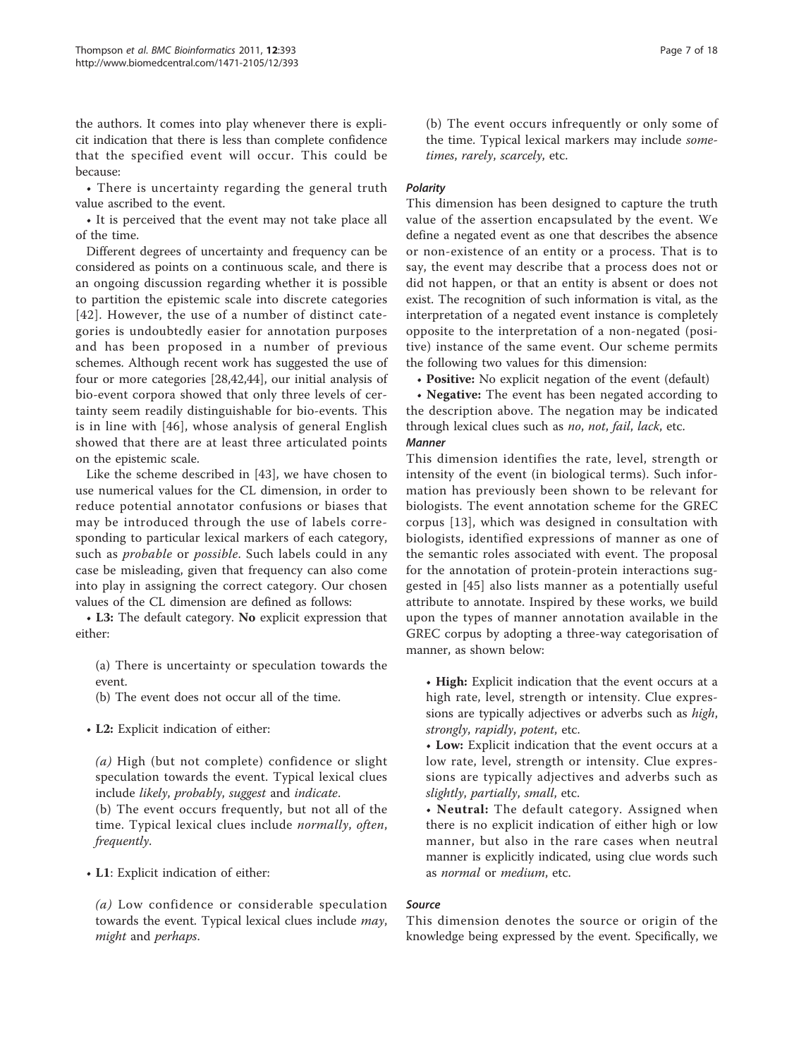the authors. It comes into play whenever there is explicit indication that there is less than complete confidence that the specified event will occur. This could be because:

- There is uncertainty regarding the general truth value ascribed to the event.
- It is perceived that the event may not take place all of the time.

Different degrees of uncertainty and frequency can be considered as points on a continuous scale, and there is an ongoing discussion regarding whether it is possible to partition the epistemic scale into discrete categories [42]. However, the use of a number of distinct categories is undoubtedly easier for annotation purposes and has been proposed in a number of previous schemes. Although recent work has suggested the use of four or more categories [28,42,44], our initial analysis of bio-event corpora showed that only three levels of certainty seem readily distinguishable for bio-events. This is in line with [46], whose analysis of general English showed that there are at least three articulated points on the epistemic scale.

Like the scheme described in [43], we have chosen to use numerical values for the CL dimension, in order to reduce potential annotator confusions or biases that may be introduced through the use of labels corresponding to particular lexical markers of each category, such as *probable* or *possible*. Such labels could in any case be misleading, given that frequency can also come into play in assigning the correct category. Our chosen values of the CL dimension are defined as follows:

- **L3:** The default category. **No** explicit expression that either:

    (a) There is uncertainty or speculation towards the event.
    (b) The event does not occur all of the time.

- **L2:** Explicit indication of either:

    *(a)* High (but not complete) confidence or slight speculation towards the event. Typical lexical clues include *likely*, *probably*, *suggest* and *indicate*.
    (b) The event occurs frequently, but not all of the time. Typical lexical clues include *normally*, *often*, *frequently*.

- **L1**: Explicit indication of either:

    *(a)* Low confidence or considerable speculation towards the event. Typical lexical clues include *may*, *might* and *perhaps*.
    (b) The event occurs infrequently or only some of the time. Typical lexical markers may include *sometimes*, *rarely*, *scarcely*, etc.

#### *Polarity*

This dimension has been designed to capture the truth value of the assertion encapsulated by the event. We define a negated event as one that describes the absence or non-existence of an entity or a process. That is to say, the event may describe that a process does not or did not happen, or that an entity is absent or does not exist. The recognition of such information is vital, as the interpretation of a negated event instance is completely opposite to the interpretation of a non-negated (positive) instance of the same event. Our scheme permits the following two values for this dimension:

- **Positive:** No explicit negation of the event (default)
- **Negative:** The event has been negated according to the description above. The negation may be indicated through lexical clues such as *no*, *not*, *fail*, *lack*, etc.

#### *Manner*

This dimension identifies the rate, level, strength or intensity of the event (in biological terms). Such information has previously been shown to be relevant for biologists. The event annotation scheme for the GREC corpus [13], which was designed in consultation with biologists, identified expressions of manner as one of the semantic roles associated with event. The proposal for the annotation of protein-protein interactions suggested in [45] also lists manner as a potentially useful attribute to annotate. Inspired by these works, we build upon the types of manner annotation available in the GREC corpus by adopting a three-way categorisation of manner, as shown below:

- **High:** Explicit indication that the event occurs at a high rate, level, strength or intensity. Clue expressions are typically adjectives or adverbs such as *high*, *strongly*, *rapidly*, *potent*, etc.
- **Low:** Explicit indication that the event occurs at a low rate, level, strength or intensity. Clue expressions are typically adjectives and adverbs such as *slightly*, *partially*, *small*, etc.
- **Neutral:** The default category. Assigned when there is no explicit indication of either high or low manner, but also in the rare cases when neutral manner is explicitly indicated, using clue words such as *normal* or *medium*, etc.

#### *Source*

This dimension denotes the source or origin of the knowledge being expressed by the event. Specifically, we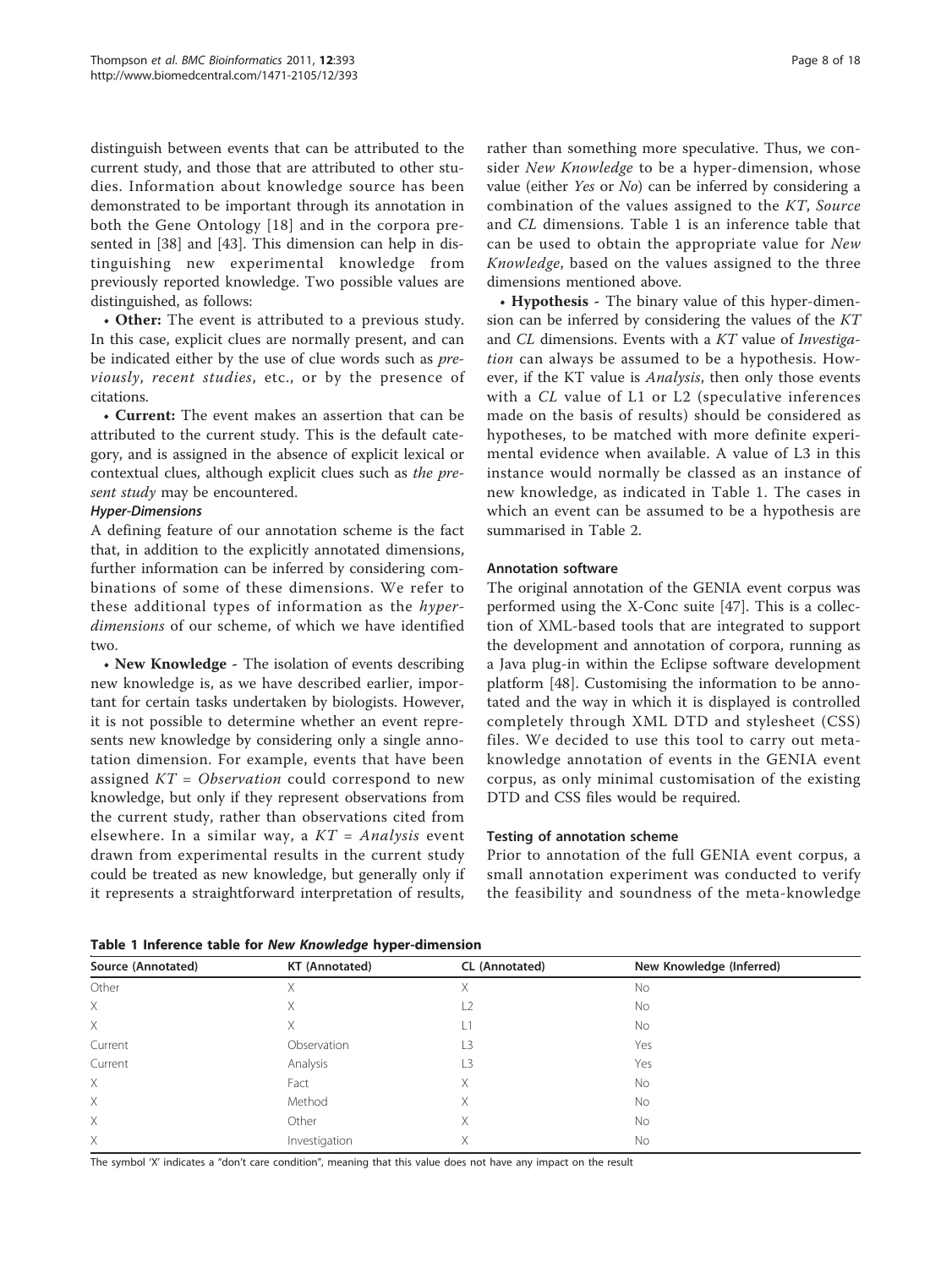distinguish between events that can be attributed to the current study, and those that are attributed to other studies. Information about knowledge source has been demonstrated to be important through its annotation in both the Gene Ontology [18] and in the corpora presented in [38] and [43]. This dimension can help in distinguishing new experimental knowledge from previously reported knowledge. Two possible values are distinguished, as follows:

- **Other:** The event is attributed to a previous study. In this case, explicit clues are normally present, and can be indicated either by the use of clue words such as *previously*, *recent studies*, etc., or by the presence of citations.
- **Current:** The event makes an assertion that can be attributed to the current study. This is the default category, and is assigned in the absence of explicit lexical or contextual clues, although explicit clues such as *the present study* may be encountered.

#### *Hyper-Dimensions*

A defining feature of our annotation scheme is the fact that, in addition to the explicitly annotated dimensions, further information can be inferred by considering combinations of some of these dimensions. We refer to these additional types of information as the *hyper-dimensions* of our scheme, of which we have identified two.

- **New Knowledge** - The isolation of events describing new knowledge is, as we have described earlier, important for certain tasks undertaken by biologists. However, it is not possible to determine whether an event represents new knowledge by considering only a single annotation dimension. For example, events that have been assigned *KT* = *Observation* could correspond to new knowledge, but only if they represent observations from the current study, rather than observations cited from elsewhere. In a similar way, a *KT* = *Analysis* event drawn from experimental results in the current study could be treated as new knowledge, but generally only if it represents a straightforward interpretation of results, rather than something more speculative. Thus, we consider *New Knowledge* to be a hyper-dimension, whose value (either *Yes* or *No*) can be inferred by considering a combination of the values assigned to the *KT*, *Source* and *CL* dimensions. Table 1 is an inference table that can be used to obtain the appropriate value for *New Knowledge*, based on the values assigned to the three dimensions mentioned above.
- **Hypothesis** - The binary value of this hyper-dimension can be inferred by considering the values of the *KT* and *CL* dimensions. Events with a *KT* value of *Investigation* can always be assumed to be a hypothesis. However, if the KT value is *Analysis*, then only those events with a *CL* value of L1 or L2 (speculative inferences made on the basis of results) should be considered as hypotheses, to be matched with more definite experimental evidence when available. A value of L3 in this instance would normally be classed as an instance of new knowledge, as indicated in Table 1. The cases in which an event can be assumed to be a hypothesis are summarised in Table 2.

### Annotation software

The original annotation of the GENIA event corpus was performed using the X-Conc suite [47]. This is a collection of XML-based tools that are integrated to support the development and annotation of corpora, running as a Java plug-in within the Eclipse software development platform [48]. Customising the information to be annotated and the way in which it is displayed is controlled completely through XML DTD and stylesheet (CSS) files. We decided to use this tool to carry out meta-knowledge annotation of events in the GENIA event corpus, as only minimal customisation of the existing DTD and CSS files would be required.

### Testing of annotation scheme

Prior to annotation of the full GENIA event corpus, a small annotation experiment was conducted to verify the feasibility and soundness of the meta-knowledge

**Table 1 Inference table for *New Knowledge* hyper-dimension**

| Source (Annotated) | KT (Annotated) | CL (Annotated) | New Knowledge (Inferred) |
|---|---|---|---|
| Other | X | X | No |
| X | X | L2 | No |
| X | X | L1 | No |
| Current | Observation | L3 | Yes |
| Current | Analysis | L3 | Yes |
| X | Fact | X | No |
| X | Method | X | No |
| X | Other | X | No |
| X | Investigation | X | No |

The symbol 'X' indicates a "don't care condition", meaning that this value does not have any impact on the result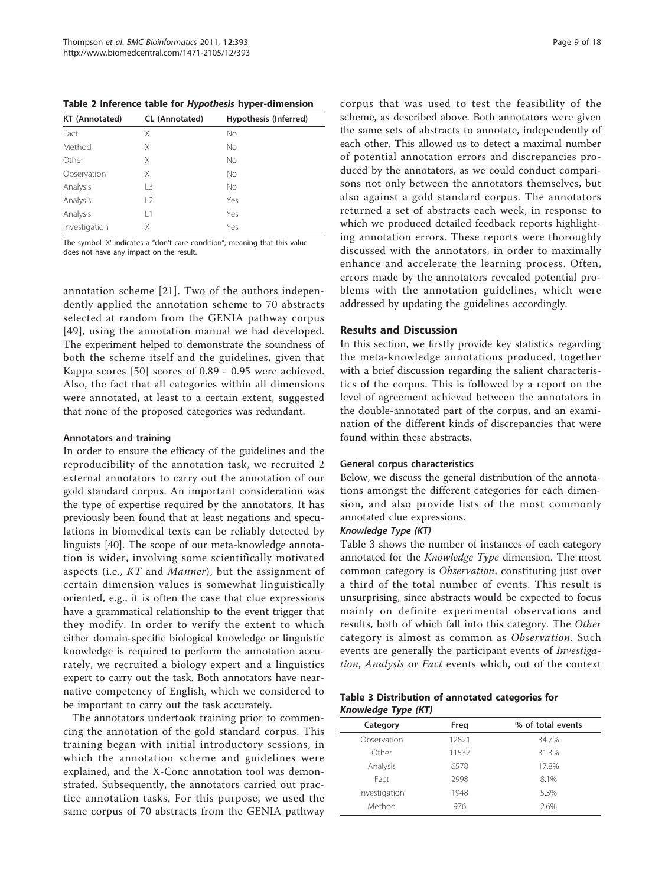Table 2 Inference table for *Hypothesis* hyper-dimension

| KT (Annotated) | CL (Annotated) | Hypothesis (Inferred) |
| --- | --- | --- |
| Fact | X | No |
| Method | X | No |
| Other | X | No |
| Observation | X | No |
| Analysis | L3 | No |
| Analysis | L2 | Yes |
| Analysis | L1 | Yes |
| Investigation | X | Yes |

The symbol 'X' indicates a "don't care condition", meaning that this value does not have any impact on the result.

annotation scheme [21]. Two of the authors independently applied the annotation scheme to 70 abstracts selected at random from the GENIA pathway corpus [49], using the annotation manual we had developed. The experiment helped to demonstrate the soundness of both the scheme itself and the guidelines, given that Kappa scores [50] scores of 0.89 - 0.95 were achieved. Also, the fact that all categories within all dimensions were annotated, at least to a certain extent, suggested that none of the proposed categories was redundant.

#### Annotators and training

In order to ensure the efficacy of the guidelines and the reproducibility of the annotation task, we recruited 2 external annotators to carry out the annotation of our gold standard corpus. An important consideration was the type of expertise required by the annotators. It has previously been found that at least negations and speculations in biomedical texts can be reliably detected by linguists [40]. The scope of our meta-knowledge annotation is wider, involving some scientifically motivated aspects (i.e., *KT* and *Manner*), but the assignment of certain dimension values is somewhat linguistically oriented, e.g., it is often the case that clue expressions have a grammatical relationship to the event trigger that they modify. In order to verify the extent to which either domain-specific biological knowledge or linguistic knowledge is required to perform the annotation accurately, we recruited a biology expert and a linguistics expert to carry out the task. Both annotators have near-native competency of English, which we considered to be important to carry out the task accurately.

The annotators undertook training prior to commencing the annotation of the gold standard corpus. This training began with initial introductory sessions, in which the annotation scheme and guidelines were explained, and the X-Conc annotation tool was demonstrated. Subsequently, the annotators carried out practice annotation tasks. For this purpose, we used the same corpus of 70 abstracts from the GENIA pathway corpus that was used to test the feasibility of the scheme, as described above. Both annotators were given the same sets of abstracts to annotate, independently of each other. This allowed us to detect a maximal number of potential annotation errors and discrepancies produced by the annotators, as we could conduct comparisons not only between the annotators themselves, but also against a gold standard corpus. The annotators returned a set of abstracts each week, in response to which we produced detailed feedback reports highlighting annotation errors. These reports were thoroughly discussed with the annotators, in order to maximally enhance and accelerate the learning process. Often, errors made by the annotators revealed potential problems with the annotation guidelines, which were addressed by updating the guidelines accordingly.

## Results and Discussion

In this section, we firstly provide key statistics regarding the meta-knowledge annotations produced, together with a brief discussion regarding the salient characteristics of the corpus. This is followed by a report on the level of agreement achieved between the annotators in the double-annotated part of the corpus, and an examination of the different kinds of discrepancies that were found within these abstracts.

#### General corpus characteristics

Below, we discuss the general distribution of the annotations amongst the different categories for each dimension, and also provide lists of the most commonly annotated clue expressions.

##### *Knowledge Type (KT)*

Table 3 shows the number of instances of each category annotated for the *Knowledge Type* dimension. The most common category is *Observation*, constituting just over a third of the total number of events. This result is unsurprising, since abstracts would be expected to focus mainly on definite experimental observations and results, both of which fall into this category. The *Other* category is almost as common as *Observation*. Such events are generally the participant events of *Investigation*, *Analysis* or *Fact* events which, out of the context

Table 3 Distribution of annotated categories for *Knowledge Type (KT)*

| Category | Freq | % of total events |
| --- | --- | --- |
| Observation | 12821 | 34.7% |
| Other | 11537 | 31.3% |
| Analysis | 6578 | 17.8% |
| Fact | 2998 | 8.1% |
| Investigation | 1948 | 5.3% |
| Method | 976 | 2.6% |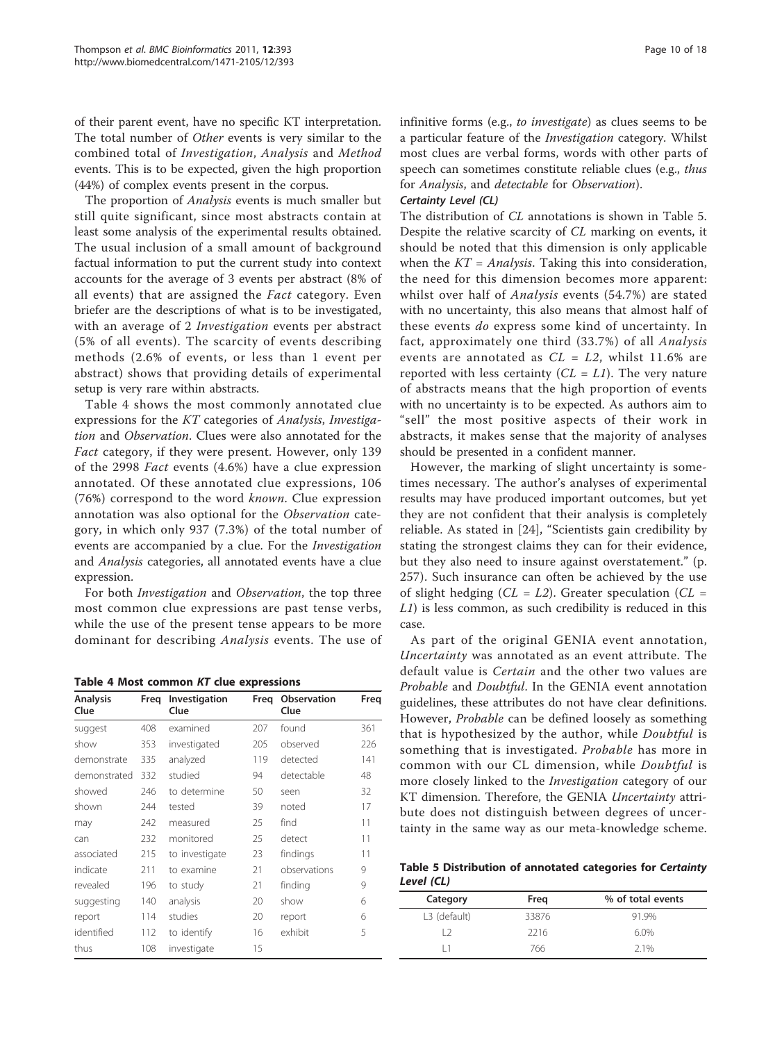of their parent event, have no specific KT interpretation. The total number of *Other* events is very similar to the combined total of *Investigation*, *Analysis* and *Method* events. This is to be expected, given the high proportion (44%) of complex events present in the corpus.

The proportion of *Analysis* events is much smaller but still quite significant, since most abstracts contain at least some analysis of the experimental results obtained. The usual inclusion of a small amount of background factual information to put the current study into context accounts for the average of 3 events per abstract (8% of all events) that are assigned the *Fact* category. Even briefer are the descriptions of what is to be investigated, with an average of 2 *Investigation* events per abstract (5% of all events). The scarcity of events describing methods (2.6% of events, or less than 1 event per abstract) shows that providing details of experimental setup is very rare within abstracts.

Table 4 shows the most commonly annotated clue expressions for the *KT* categories of *Analysis*, *Investigation* and *Observation*. Clues were also annotated for the *Fact* category, if they were present. However, only 139 of the 2998 *Fact* events (4.6%) have a clue expression annotated. Of these annotated clue expressions, 106 (76%) correspond to the word *known*. Clue expression annotation was also optional for the *Observation* category, in which only 937 (7.3%) of the total number of events are accompanied by a clue. For the *Investigation* and *Analysis* categories, all annotated events have a clue expression.

For both *Investigation* and *Observation*, the top three most common clue expressions are past tense verbs, while the use of the present tense appears to be more dominant for describing *Analysis* events. The use of infinitive forms (e.g., *to investigate*) as clues seems to be a particular feature of the *Investigation* category. Whilst most clues are verbal forms, words with other parts of speech can sometimes constitute reliable clues (e.g., *thus* for *Analysis*, and *detectable* for *Observation*).

**Table 4 Most common *KT* clue expressions**

| Analysis Clue | Freq | Investigation Clue | Freq | Observation Clue | Freq |
|---|---|---|---|---|---|
| suggest | 408 | examined | 207 | found | 361 |
| show | 353 | investigated | 205 | observed | 226 |
| demonstrate | 335 | analyzed | 119 | detected | 141 |
| demonstrated | 332 | studied | 94 | detectable | 48 |
| showed | 246 | to determine | 50 | seen | 32 |
| shown | 244 | tested | 39 | noted | 17 |
| may | 242 | measured | 25 | find | 11 |
| can | 232 | monitored | 25 | detect | 11 |
| associated | 215 | to investigate | 23 | findings | 11 |
| indicate | 211 | to examine | 21 | observations | 9 |
| revealed | 196 | to study | 21 | finding | 9 |
| suggesting | 140 | analysis | 20 | show | 6 |
| report | 114 | studies | 20 | report | 6 |
| identified | 112 | to identify | 16 | exhibit | 5 |
| thus | 108 | investigate | 15 | | |

### *Certainty Level (CL)*

The distribution of *CL* annotations is shown in Table 5. Despite the relative scarcity of *CL* marking on events, it should be noted that this dimension is only applicable when the *KT* = *Analysis*. Taking this into consideration, the need for this dimension becomes more apparent: whilst over half of *Analysis* events (54.7%) are stated with no uncertainty, this also means that almost half of these events *do* express some kind of uncertainty. In fact, approximately one third (33.7%) of all *Analysis* events are annotated as *CL* = *L2*, whilst 11.6% are reported with less certainty (*CL* = *L1*). The very nature of abstracts means that the high proportion of events with no uncertainty is to be expected. As authors aim to "sell" the most positive aspects of their work in abstracts, it makes sense that the majority of analyses should be presented in a confident manner.

However, the marking of slight uncertainty is sometimes necessary. The author's analyses of experimental results may have produced important outcomes, but yet they are not confident that their analysis is completely reliable. As stated in [24], "Scientists gain credibility by stating the strongest claims they can for their evidence, but they also need to insure against overstatement." (p. 257). Such insurance can often be achieved by the use of slight hedging (*CL* = *L2*). Greater speculation (*CL* = *L1*) is less common, as such credibility is reduced in this case.

As part of the original GENIA event annotation, *Uncertainty* was annotated as an event attribute. The default value is *Certain* and the other two values are *Probable* and *Doubtful*. In the GENIA event annotation guidelines, these attributes do not have clear definitions. However, *Probable* can be defined loosely as something that is hypothesized by the author, while *Doubtful* is something that is investigated. *Probable* has more in common with our CL dimension, while *Doubtful* is more closely linked to the *Investigation* category of our KT dimension. Therefore, the GENIA *Uncertainty* attribute does not distinguish between degrees of uncertainty in the same way as our meta-knowledge scheme.

**Table 5 Distribution of annotated categories for *Certainty Level (CL)***

| Category | Freq | % of total events |
|---|---|---|
| L3 (default) | 33876 | 91.9% |
| L2 | 2216 | 6.0% |
| L1 | 766 | 2.1% |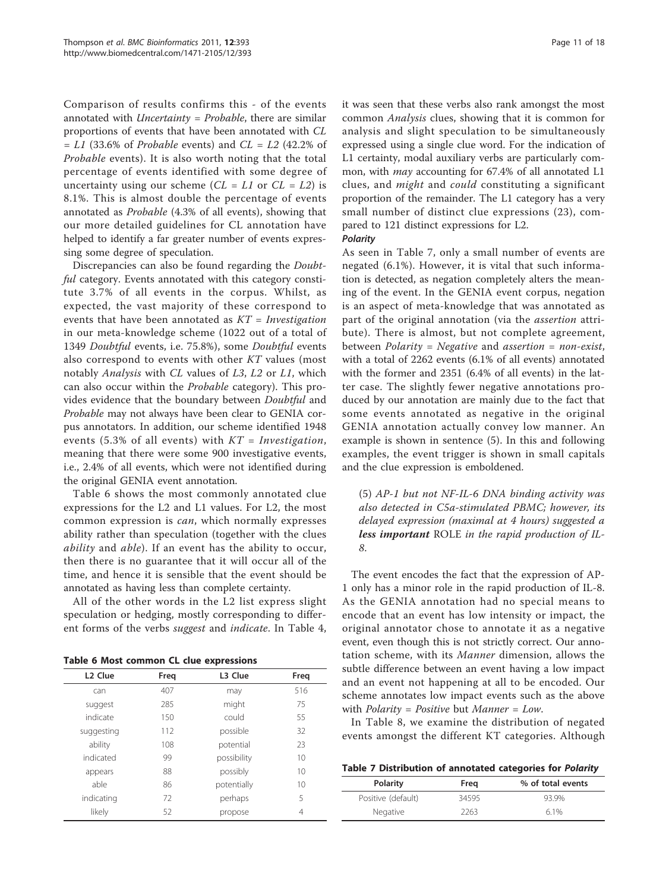Comparison of results confirms this - of the events annotated with *Uncertainty = Probable*, there are similar proportions of events that have been annotated with *CL = L1* (33.6% of *Probable* events) and *CL = L2* (42.2% of *Probable* events). It is also worth noting that the total percentage of events identified with some degree of uncertainty using our scheme (*CL = L1* or *CL = L2*) is 8.1%. This is almost double the percentage of events annotated as *Probable* (4.3% of all events), showing that our more detailed guidelines for CL annotation have helped to identify a far greater number of events expressing some degree of speculation.

Discrepancies can also be found regarding the *Doubtful* category. Events annotated with this category constitute 3.7% of all events in the corpus. Whilst, as expected, the vast majority of these correspond to events that have been annotated as *KT = Investigation* in our meta-knowledge scheme (1022 out of a total of 1349 *Doubtful* events, i.e. 75.8%), some *Doubtful* events also correspond to events with other *KT* values (most notably *Analysis* with *CL* values of *L3*, *L2* or *L1*, which can also occur within the *Probable* category). This provides evidence that the boundary between *Doubtful* and *Probable* may not always have been clear to GENIA corpus annotators. In addition, our scheme identified 1948 events (5.3% of all events) with *KT = Investigation*, meaning that there were some 900 investigative events, i.e., 2.4% of all events, which were not identified during the original GENIA event annotation.

Table 6 shows the most commonly annotated clue expressions for the L2 and L1 values. For L2, the most common expression is *can*, which normally expresses ability rather than speculation (together with the clues *ability* and *able*). If an event has the ability to occur, then there is no guarantee that it will occur all of the time, and hence it is sensible that the event should be annotated as having less than complete certainty.

All of the other words in the L2 list express slight speculation or hedging, mostly corresponding to different forms of the verbs *suggest* and *indicate*. In Table 4,

**Table 6 Most common CL clue expressions**

| L2 Clue | Freq | L3 Clue | Freq |
|---|---|---|---|
| can | 407 | may | 516 |
| suggest | 285 | might | 75 |
| indicate | 150 | could | 55 |
| suggesting | 112 | possible | 32 |
| ability | 108 | potential | 23 |
| indicated | 99 | possibility | 10 |
| appears | 88 | possibly | 10 |
| able | 86 | potentially | 10 |
| indicating | 72 | perhaps | 5 |
| likely | 52 | propose | 4 |

it was seen that these verbs also rank amongst the most common *Analysis* clues, showing that it is common for analysis and slight speculation to be simultaneously expressed using a single clue word. For the indication of L1 certainty, modal auxiliary verbs are particularly common, with *may* accounting for 67.4% of all annotated L1 clues, and *might* and *could* constituting a significant proportion of the remainder. The L1 category has a very small number of distinct clue expressions (23), compared to 121 distinct expressions for L2.

#### Polarity

As seen in Table 7, only a small number of events are negated (6.1%). However, it is vital that such information is detected, as negation completely alters the meaning of the event. In the GENIA event corpus, negation is an aspect of meta-knowledge that was annotated as part of the original annotation (via the *assertion* attribute). There is almost, but not complete agreement, between *Polarity = Negative* and *assertion = non-exist*, with a total of 2262 events (6.1% of all events) annotated with the former and 2351 (6.4% of all events) in the latter case. The slightly fewer negative annotations produced by our annotation are mainly due to the fact that some events annotated as negative in the original GENIA annotation actually convey low manner. An example is shown in sentence (5). In this and following examples, the event trigger is shown in small capitals and the clue expression is emboldened.

> (5) *AP-1 but not NF-IL-6 DNA binding activity was also detected in C5a-stimulated PBMC; however, its delayed expression (maximal at 4 hours) suggested a* ***less important*** ROLE *in the rapid production of IL-8.*

The event encodes the fact that the expression of AP-1 only has a minor role in the rapid production of IL-8. As the GENIA annotation had no special means to encode that an event has low intensity or impact, the original annotator chose to annotate it as a negative event, even though this is not strictly correct. Our annotation scheme, with its *Manner* dimension, allows the subtle difference between an event having a low impact and an event not happening at all to be encoded. Our scheme annotates low impact events such as the above with *Polarity = Positive* but *Manner = Low*.

In Table 8, we examine the distribution of negated events amongst the different KT categories. Although

**Table 7 Distribution of annotated categories for *Polarity***

| Polarity | Freq | % of total events |
|---|---|---|
| Positive (default) | 34595 | 93.9% |
| Negative | 2263 | 6.1% |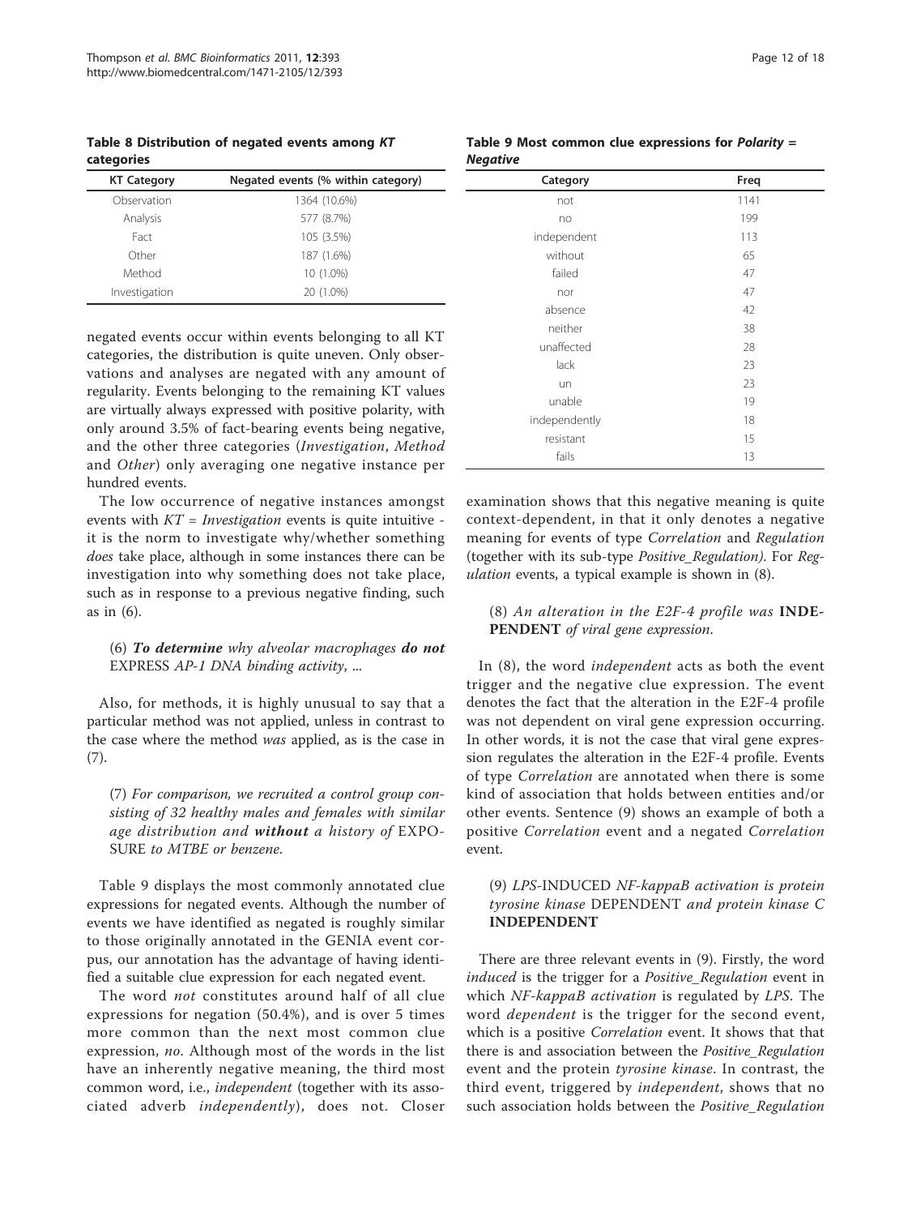**Table 8 Distribution of negated events among *KT* categories**

| KT Category | Negated events (% within category) |
|---|---|
| Observation | 1364 (10.6%) |
| Analysis | 577 (8.7%) |
| Fact | 105 (3.5%) |
| Other | 187 (1.6%) |
| Method | 10 (1.0%) |
| Investigation | 20 (1.0%) |

negated events occur within events belonging to all KT categories, the distribution is quite uneven. Only observations and analyses are negated with any amount of regularity. Events belonging to the remaining KT values are virtually always expressed with positive polarity, with only around 3.5% of fact-bearing events being negative, and the other three categories (*Investigation*, *Method* and *Other*) only averaging one negative instance per hundred events.

The low occurrence of negative instances amongst events with *KT* = *Investigation* events is quite intuitive - it is the norm to investigate why/whether something *does* take place, although in some instances there can be investigation into why something does not take place, such as in response to a previous negative finding, such as in (6).

(6) ***To determine*** *why alveolar macrophages* ***do not*** EXPRESS *AP-1 DNA binding activity*, ...

Also, for methods, it is highly unusual to say that a particular method was not applied, unless in contrast to the case where the method *was* applied, as is the case in (7).

(7) *For comparison, we recruited a control group consisting of 32 healthy males and females with similar age distribution and* ***without*** *a history of* EXPOSURE *to MTBE or benzene.*

Table 9 displays the most commonly annotated clue expressions for negated events. Although the number of events we have identified as negated is roughly similar to those originally annotated in the GENIA event corpus, our annotation has the advantage of having identified a suitable clue expression for each negated event.

The word *not* constitutes around half of all clue expressions for negation (50.4%), and is over 5 times more common than the next most common clue expression, *no*. Although most of the words in the list have an inherently negative meaning, the third most common word, i.e., *independent* (together with its associated adverb *independently*), does not. Closer examination shows that this negative meaning is quite context-dependent, in that it only denotes a negative meaning for events of type *Correlation* and *Regulation* (together with its sub-type *Positive_Regulation)*. For *Regulation* events, a typical example is shown in (8).

**Table 9 Most common clue expressions for *Polarity* = *Negative***

| Category | Freq |
|---|---|
| not | 1141 |
| no | 199 |
| independent | 113 |
| without | 65 |
| failed | 47 |
| nor | 47 |
| absence | 42 |
| neither | 38 |
| unaffected | 28 |
| lack | 23 |
| un | 23 |
| unable | 19 |
| independently | 18 |
| resistant | 15 |
| fails | 13 |

(8) *An alteration in the E2F-4 profile was* **INDEPENDENT** *of viral gene expression.*

In (8), the word *independent* acts as both the event trigger and the negative clue expression. The event denotes the fact that the alteration in the E2F-4 profile was not dependent on viral gene expression occurring. In other words, it is not the case that viral gene expression regulates the alteration in the E2F-4 profile. Events of type *Correlation* are annotated when there is some kind of association that holds between entities and/or other events. Sentence (9) shows an example of both a positive *Correlation* event and a negated *Correlation* event.

(9) *LPS*-INDUCED *NF-kappaB activation is protein tyrosine kinase* DEPENDENT *and protein kinase C* **INDEPENDENT**

There are three relevant events in (9). Firstly, the word *induced* is the trigger for a *Positive_Regulation* event in which *NF-kappaB activation* is regulated by *LPS*. The word *dependent* is the trigger for the second event, which is a positive *Correlation* event. It shows that that there is and association between the *Positive_Regulation* event and the protein *tyrosine kinase*. In contrast, the third event, triggered by *independent*, shows that no such association holds between the *Positive_Regulation*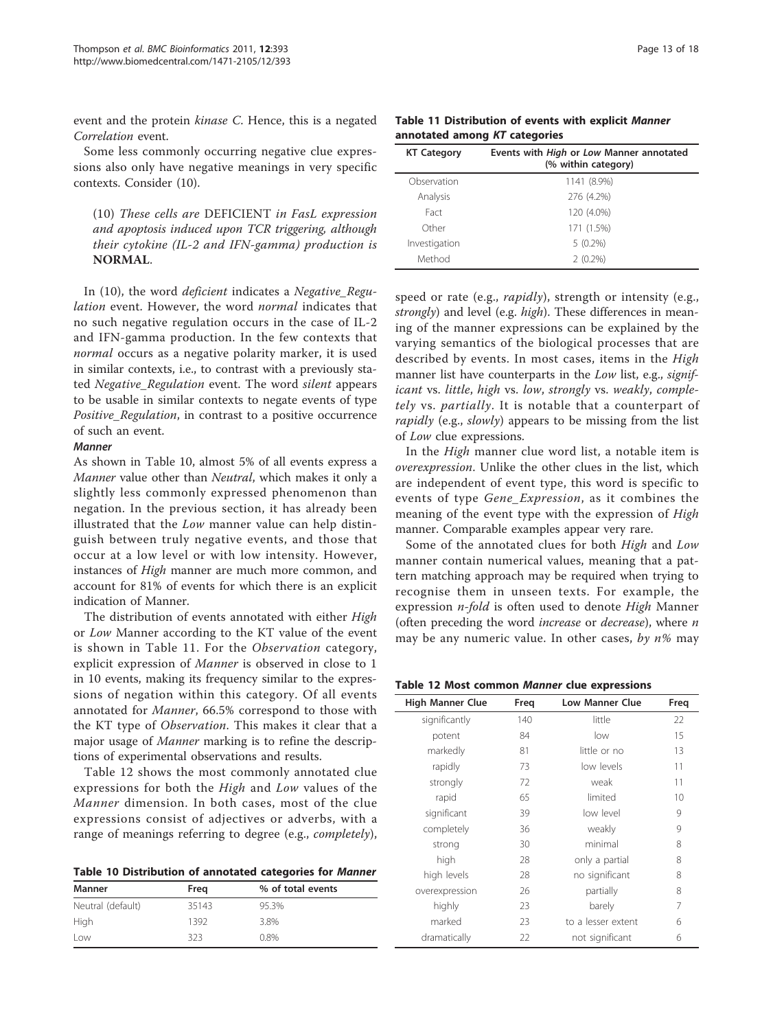event and the protein *kinase C*. Hence, this is a negated *Correlation* event.

Some less commonly occurring negative clue expressions also only have negative meanings in very specific contexts. Consider (10).

(10) *These cells are* DEFICIENT *in FasL expression and apoptosis induced upon TCR triggering, although their cytokine (IL-2 and IFN-gamma) production is* **NORMAL**.

In (10), the word *deficient* indicates a *Negative_Regulation* event. However, the word *normal* indicates that no such negative regulation occurs in the case of IL-2 and IFN-gamma production. In the few contexts that *normal* occurs as a negative polarity marker, it is used in similar contexts, i.e., to contrast with a previously stated *Negative_Regulation* event. The word *silent* appears to be usable in similar contexts to negate events of type *Positive_Regulation*, in contrast to a positive occurrence of such an event.

#### *Manner*

As shown in Table 10, almost 5% of all events express a *Manner* value other than *Neutral*, which makes it only a slightly less commonly expressed phenomenon than negation. In the previous section, it has already been illustrated that the *Low* manner value can help distinguish between truly negative events, and those that occur at a low level or with low intensity. However, instances of *High* manner are much more common, and account for 81% of events for which there is an explicit indication of Manner.

The distribution of events annotated with either *High* or *Low* Manner according to the KT value of the event is shown in Table 11. For the *Observation* category, explicit expression of *Manner* is observed in close to 1 in 10 events, making its frequency similar to the expressions of negation within this category. Of all events annotated for *Manner*, 66.5% correspond to those with the KT type of *Observation*. This makes it clear that a major usage of *Manner* marking is to refine the descriptions of experimental observations and results.

Table 12 shows the most commonly annotated clue expressions for both the *High* and *Low* values of the *Manner* dimension. In both cases, most of the clue expressions consist of adjectives or adverbs, with a range of meanings referring to degree (e.g., *completely*), speed or rate (e.g., *rapidly*), strength or intensity (e.g., *strongly*) and level (e.g. *high*). These differences in meaning of the manner expressions can be explained by the varying semantics of the biological processes that are described by events. In most cases, items in the *High* manner list have counterparts in the *Low* list, e.g., *significant* vs. *little*, *high* vs. *low*, *strongly* vs. *weakly*, *completely* vs. *partially*. It is notable that a counterpart of *rapidly* (e.g., *slowly*) appears to be missing from the list of *Low* clue expressions.

In the *High* manner clue word list, a notable item is *overexpression*. Unlike the other clues in the list, which are independent of event type, this word is specific to events of type *Gene_Expression*, as it combines the meaning of the event type with the expression of *High* manner. Comparable examples appear very rare.

Some of the annotated clues for both *High* and *Low* manner contain numerical values, meaning that a pattern matching approach may be required when trying to recognise them in unseen texts. For example, the expression *n-fold* is often used to denote *High* Manner (often preceding the word *increase* or *decrease*), where *n* may be any numeric value. In other cases, *by n%* may

**Table 10 Distribution of annotated categories for *Manner***

| Manner | Freq | % of total events |
|---|---|---|
| Neutral (default) | 35143 | 95.3% |
| High | 1392 | 3.8% |
| Low | 323 | 0.8% |

**Table 11 Distribution of events with explicit *Manner* annotated among *KT* categories**

| KT Category | Events with *High* or *Low* Manner annotated (% within category) |
|---|---|
| Observation | 1141 (8.9%) |
| Analysis | 276 (4.2%) |
| Fact | 120 (4.0%) |
| Other | 171 (1.5%) |
| Investigation | 5 (0.2%) |
| Method | 2 (0.2%) |

**Table 12 Most common *Manner* clue expressions**

| High Manner Clue | Freq | Low Manner Clue | Freq |
|---|---|---|---|
| significantly | 140 | little | 22 |
| potent | 84 | low | 15 |
| markedly | 81 | little or no | 13 |
| rapidly | 73 | low levels | 11 |
| strongly | 72 | weak | 11 |
| rapid | 65 | limited | 10 |
| significant | 39 | low level | 9 |
| completely | 36 | weakly | 9 |
| strong | 30 | minimal | 8 |
| high | 28 | only a partial | 8 |
| high levels | 28 | no significant | 8 |
| overexpression | 26 | partially | 8 |
| highly | 23 | barely | 7 |
| marked | 23 | to a lesser extent | 6 |
| dramatically | 22 | not significant | 6 |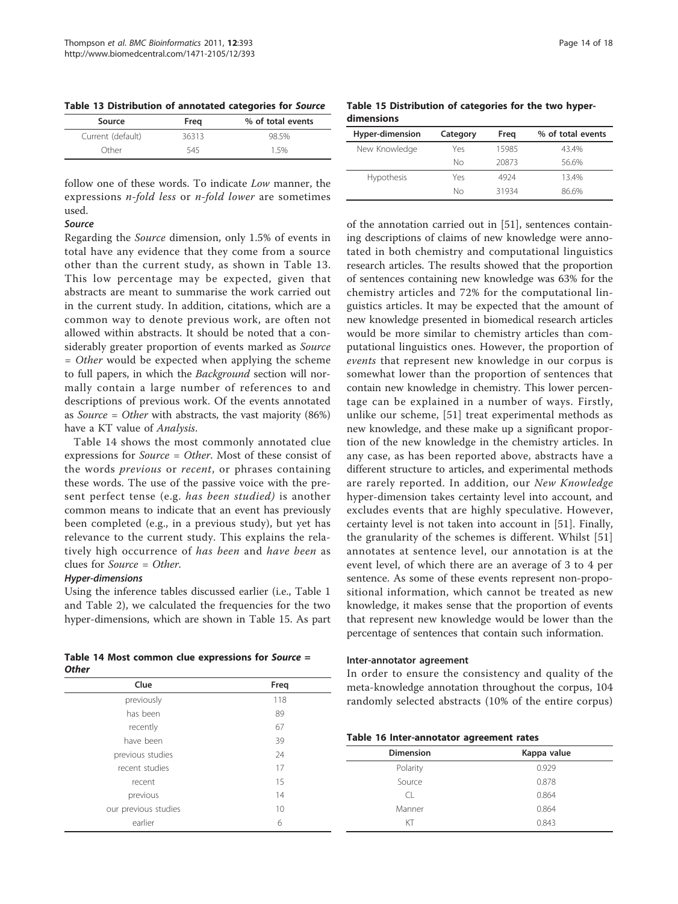**Table 13 Distribution of annotated categories for *Source***

| Source | Freq | % of total events |
|---|---|---|
| Current (default) | 36313 | 98.5% |
| Other | 545 | 1.5% |

follow one of these words. To indicate *Low* manner, the expressions *n-fold less* or *n-fold lower* are sometimes used.

***Source***

Regarding the *Source* dimension, only 1.5% of events in total have any evidence that they come from a source other than the current study, as shown in Table 13. This low percentage may be expected, given that abstracts are meant to summarise the work carried out in the current study. In addition, citations, which are a common way to denote previous work, are often not allowed within abstracts. It should be noted that a considerably greater proportion of events marked as *Source = Other* would be expected when applying the scheme to full papers, in which the *Background* section will normally contain a large number of references to and descriptions of previous work. Of the events annotated as *Source = Other* with abstracts, the vast majority (86%) have a KT value of *Analysis*.

Table 14 shows the most commonly annotated clue expressions for *Source = Other*. Most of these consist of the words *previous* or *recent*, or phrases containing these words. The use of the passive voice with the present perfect tense (e.g. *has been studied)* is another common means to indicate that an event has previously been completed (e.g., in a previous study), but yet has relevance to the current study. This explains the relatively high occurrence of *has been* and *have been* as clues for *Source = Other*.

***Hyper-dimensions***

Using the inference tables discussed earlier (i.e., Table 1 and Table 2), we calculated the frequencies for the two hyper-dimensions, which are shown in Table 15. As part of the annotation carried out in [51], sentences containing descriptions of claims of new knowledge were annotated in both chemistry and computational linguistics research articles. The results showed that the proportion of sentences containing new knowledge was 63% for the chemistry articles and 72% for the computational linguistics articles. It may be expected that the amount of new knowledge presented in biomedical research articles would be more similar to chemistry articles than computational linguistics ones. However, the proportion of *events* that represent new knowledge in our corpus is somewhat lower than the proportion of sentences that contain new knowledge in chemistry. This lower percentage can be explained in a number of ways. Firstly, unlike our scheme, [51] treat experimental methods as new knowledge, and these make up a significant proportion of the new knowledge in the chemistry articles. In any case, as has been reported above, abstracts have a different structure to articles, and experimental methods are rarely reported. In addition, our *New Knowledge* hyper-dimension takes certainty level into account, and excludes events that are highly speculative. However, certainty level is not taken into account in [51]. Finally, the granularity of the schemes is different. Whilst [51] annotates at sentence level, our annotation is at the event level, of which there are an average of 3 to 4 per sentence. As some of these events represent non-propositional information, which cannot be treated as new knowledge, it makes sense that the proportion of events that represent new knowledge would be lower than the percentage of sentences that contain such information.

**Table 14 Most common clue expressions for *Source = Other***

| Clue | Freq |
|---|---|
| previously | 118 |
| has been | 89 |
| recently | 67 |
| have been | 39 |
| previous studies | 24 |
| recent studies | 17 |
| recent | 15 |
| previous | 14 |
| our previous studies | 10 |
| earlier | 6 |

**Table 15 Distribution of categories for the two hyper-dimensions**

| Hyper-dimension | Category | Freq | % of total events |
|---|---|---|---|
| New Knowledge | Yes | 15985 | 43.4% |
| | No | 20873 | 56.6% |
| Hypothesis | Yes | 4924 | 13.4% |
| | No | 31934 | 86.6% |

### Inter-annotator agreement

In order to ensure the consistency and quality of the meta-knowledge annotation throughout the corpus, 104 randomly selected abstracts (10% of the entire corpus)

**Table 16 Inter-annotator agreement rates**

| Dimension | Kappa value |
|---|---|
| Polarity | 0.929 |
| Source | 0.878 |
| CL | 0.864 |
| Manner | 0.864 |
| KT | 0.843 |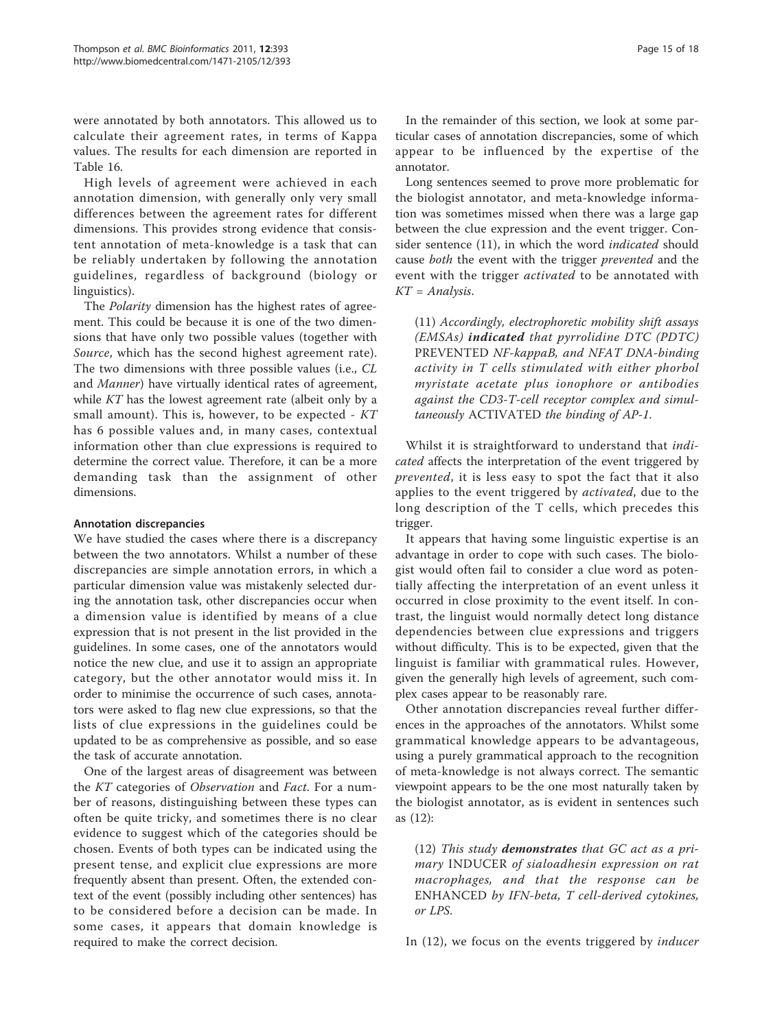were annotated by both annotators. This allowed us to calculate their agreement rates, in terms of Kappa values. The results for each dimension are reported in Table 16.

High levels of agreement were achieved in each annotation dimension, with generally only very small differences between the agreement rates for different dimensions. This provides strong evidence that consistent annotation of meta-knowledge is a task that can be reliably undertaken by following the annotation guidelines, regardless of background (biology or linguistics).

The *Polarity* dimension has the highest rates of agreement. This could be because it is one of the two dimensions that have only two possible values (together with *Source*, which has the second highest agreement rate). The two dimensions with three possible values (i.e., *CL* and *Manner*) have virtually identical rates of agreement, while *KT* has the lowest agreement rate (albeit only by a small amount). This is, however, to be expected - *KT* has 6 possible values and, in many cases, contextual information other than clue expressions is required to determine the correct value. Therefore, it can be a more demanding task than the assignment of other dimensions.

#### Annotation discrepancies

We have studied the cases where there is a discrepancy between the two annotators. Whilst a number of these discrepancies are simple annotation errors, in which a particular dimension value was mistakenly selected during the annotation task, other discrepancies occur when a dimension value is identified by means of a clue expression that is not present in the list provided in the guidelines. In some cases, one of the annotators would notice the new clue, and use it to assign an appropriate category, but the other annotator would miss it. In order to minimise the occurrence of such cases, annotators were asked to flag new clue expressions, so that the lists of clue expressions in the guidelines could be updated to be as comprehensive as possible, and so ease the task of accurate annotation.

One of the largest areas of disagreement was between the *KT* categories of *Observation* and *Fact*. For a number of reasons, distinguishing between these types can often be quite tricky, and sometimes there is no clear evidence to suggest which of the categories should be chosen. Events of both types can be indicated using the present tense, and explicit clue expressions are more frequently absent than present. Often, the extended context of the event (possibly including other sentences) has to be considered before a decision can be made. In some cases, it appears that domain knowledge is required to make the correct decision.

In the remainder of this section, we look at some particular cases of annotation discrepancies, some of which appear to be influenced by the expertise of the annotator.

Long sentences seemed to prove more problematic for the biologist annotator, and meta-knowledge information was sometimes missed when there was a large gap between the clue expression and the event trigger. Consider sentence (11), in which the word *indicated* should cause *both* the event with the trigger *prevented* and the event with the trigger *activated* to be annotated with *KT = Analysis*.

> (11) *Accordingly, electrophoretic mobility shift assays (EMSAs)* ***indicated*** *that pyrrolidine DTC (PDTC)* PREVENTED *NF-kappaB, and NFAT DNA-binding activity in T cells stimulated with either phorbol myristate acetate plus ionophore or antibodies against the CD3-T-cell receptor complex and simultaneously* ACTIVATED *the binding of AP-1.*

Whilst it is straightforward to understand that *indicated* affects the interpretation of the event triggered by *prevented*, it is less easy to spot the fact that it also applies to the event triggered by *activated*, due to the long description of the T cells, which precedes this trigger.

It appears that having some linguistic expertise is an advantage in order to cope with such cases. The biologist would often fail to consider a clue word as potentially affecting the interpretation of an event unless it occurred in close proximity to the event itself. In contrast, the linguist would normally detect long distance dependencies between clue expressions and triggers without difficulty. This is to be expected, given that the linguist is familiar with grammatical rules. However, given the generally high levels of agreement, such complex cases appear to be reasonably rare.

Other annotation discrepancies reveal further differences in the approaches of the annotators. Whilst some grammatical knowledge appears to be advantageous, using a purely grammatical approach to the recognition of meta-knowledge is not always correct. The semantic viewpoint appears to be the one most naturally taken by the biologist annotator, as is evident in sentences such as (12):

> (12) *This study* ***demonstrates*** *that GC act as a primary* INDUCER *of sialoadhesin expression on rat macrophages, and that the response can be* ENHANCED *by IFN-beta, T cell-derived cytokines, or LPS.*

In (12), we focus on the events triggered by *inducer*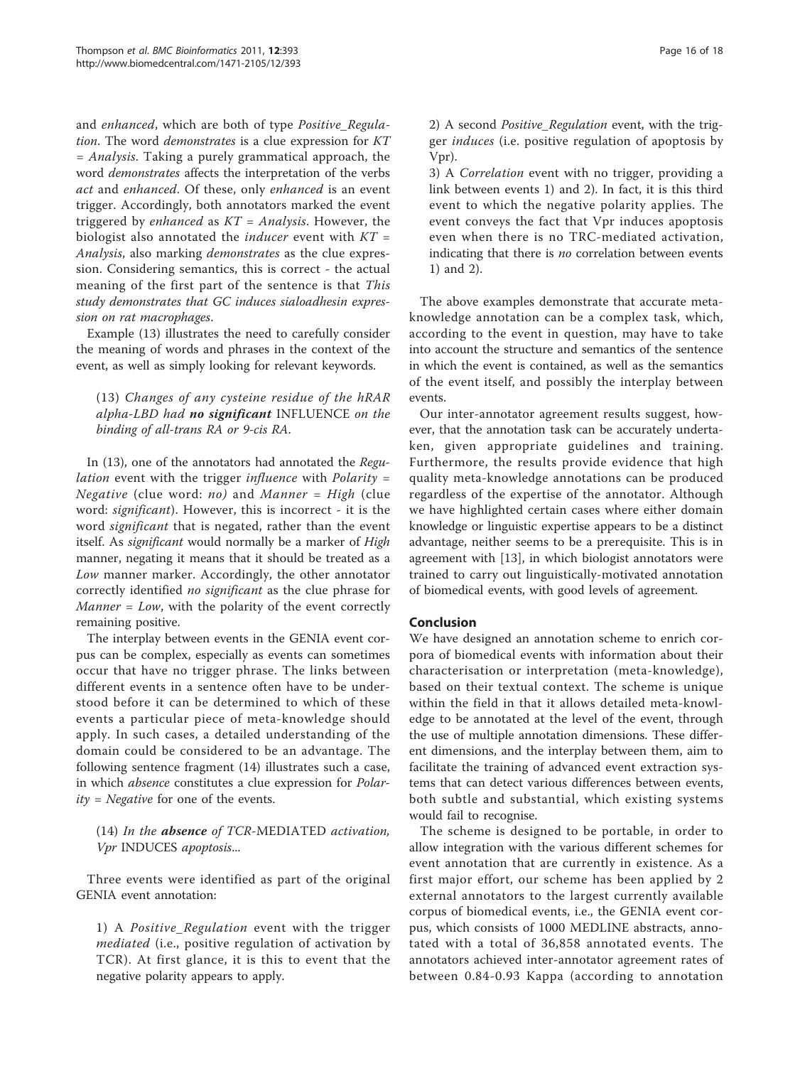and *enhanced*, which are both of type *Positive_Regulation*. The word *demonstrates* is a clue expression for *KT = Analysis*. Taking a purely grammatical approach, the word *demonstrates* affects the interpretation of the verbs *act* and *enhanced*. Of these, only *enhanced* is an event trigger. Accordingly, both annotators marked the event triggered by *enhanced* as *KT = Analysis*. However, the biologist also annotated the *inducer* event with *KT = Analysis*, also marking *demonstrates* as the clue expression. Considering semantics, this is correct - the actual meaning of the first part of the sentence is that *This study demonstrates that GC induces sialoadhesin expression on rat macrophages*.

Example (13) illustrates the need to carefully consider the meaning of words and phrases in the context of the event, as well as simply looking for relevant keywords.

> (13) *Changes of any cysteine residue of the hRAR alpha-LBD had* ***no significant*** INFLUENCE *on the binding of all-trans RA or 9-cis RA.*

In (13), one of the annotators had annotated the *Regulation* event with the trigger *influence* with *Polarity = Negative* (clue word: *no)* and *Manner = High* (clue word: *significant*). However, this is incorrect - it is the word *significant* that is negated, rather than the event itself. As *significant* would normally be a marker of *High* manner, negating it means that it should be treated as a *Low* manner marker. Accordingly, the other annotator correctly identified *no significant* as the clue phrase for *Manner = Low*, with the polarity of the event correctly remaining positive.

The interplay between events in the GENIA event corpus can be complex, especially as events can sometimes occur that have no trigger phrase. The links between different events in a sentence often have to be understood before it can be determined to which of these events a particular piece of meta-knowledge should apply. In such cases, a detailed understanding of the domain could be considered to be an advantage. The following sentence fragment (14) illustrates such a case, in which *absence* constitutes a clue expression for *Polarity = Negative* for one of the events.

> (14) *In the* ***absence*** *of TCR-*MEDIATED *activation, Vpr* INDUCES *apoptosis...*

Three events were identified as part of the original GENIA event annotation:

> 1) A *Positive_Regulation* event with the trigger *mediated* (i.e., positive regulation of activation by TCR). At first glance, it is this to event that the negative polarity appears to apply.
>
> 2) A second *Positive_Regulation* event, with the trigger *induces* (i.e. positive regulation of apoptosis by Vpr).
>
> 3) A *Correlation* event with no trigger, providing a link between events 1) and 2). In fact, it is this third event to which the negative polarity applies. The event conveys the fact that Vpr induces apoptosis even when there is no TRC-mediated activation, indicating that there is *no* correlation between events 1) and 2).

The above examples demonstrate that accurate meta-knowledge annotation can be a complex task, which, according to the event in question, may have to take into account the structure and semantics of the sentence in which the event is contained, as well as the semantics of the event itself, and possibly the interplay between events.

Our inter-annotator agreement results suggest, however, that the annotation task can be accurately undertaken, given appropriate guidelines and training. Furthermore, the results provide evidence that high quality meta-knowledge annotations can be produced regardless of the expertise of the annotator. Although we have highlighted certain cases where either domain knowledge or linguistic expertise appears to be a distinct advantage, neither seems to be a prerequisite. This is in agreement with [13], in which biologist annotators were trained to carry out linguistically-motivated annotation of biomedical events, with good levels of agreement.

## Conclusion

We have designed an annotation scheme to enrich corpora of biomedical events with information about their characterisation or interpretation (meta-knowledge), based on their textual context. The scheme is unique within the field in that it allows detailed meta-knowledge to be annotated at the level of the event, through the use of multiple annotation dimensions. These different dimensions, and the interplay between them, aim to facilitate the training of advanced event extraction systems that can detect various differences between events, both subtle and substantial, which existing systems would fail to recognise.

The scheme is designed to be portable, in order to allow integration with the various different schemes for event annotation that are currently in existence. As a first major effort, our scheme has been applied by 2 external annotators to the largest currently available corpus of biomedical events, i.e., the GENIA event corpus, which consists of 1000 MEDLINE abstracts, annotated with a total of 36,858 annotated events. The annotators achieved inter-annotator agreement rates of between 0.84-0.93 Kappa (according to annotation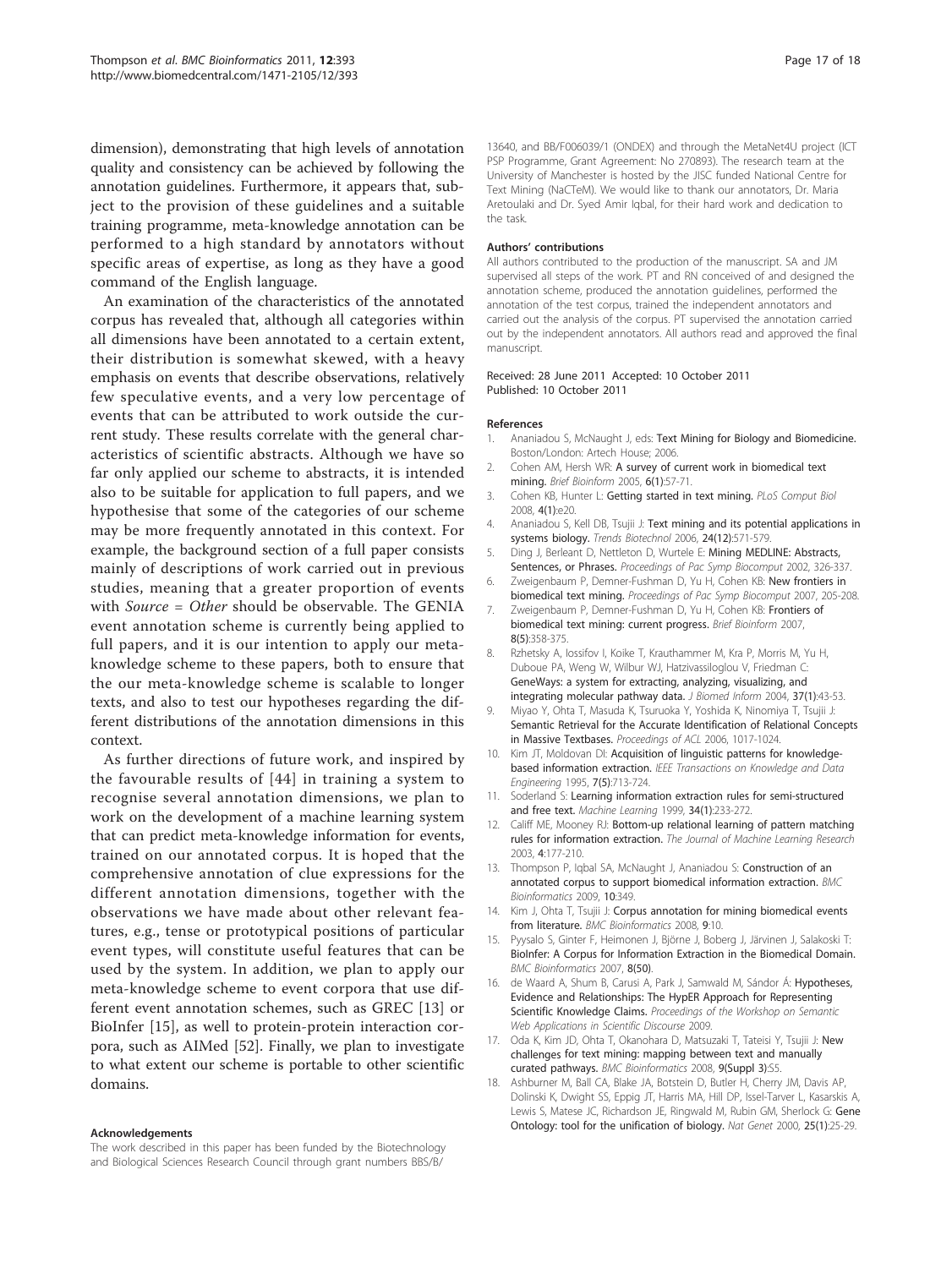dimension), demonstrating that high levels of annotation quality and consistency can be achieved by following the annotation guidelines. Furthermore, it appears that, subject to the provision of these guidelines and a suitable training programme, meta-knowledge annotation can be performed to a high standard by annotators without specific areas of expertise, as long as they have a good command of the English language.

An examination of the characteristics of the annotated corpus has revealed that, although all categories within all dimensions have been annotated to a certain extent, their distribution is somewhat skewed, with a heavy emphasis on events that describe observations, relatively few speculative events, and a very low percentage of events that can be attributed to work outside the current study. These results correlate with the general characteristics of scientific abstracts. Although we have so far only applied our scheme to abstracts, it is intended also to be suitable for application to full papers, and we hypothesise that some of the categories of our scheme may be more frequently annotated in this context. For example, the background section of a full paper consists mainly of descriptions of work carried out in previous studies, meaning that a greater proportion of events with *Source* = *Other* should be observable. The GENIA event annotation scheme is currently being applied to full papers, and it is our intention to apply our meta-knowledge scheme to these papers, both to ensure that the our meta-knowledge scheme is scalable to longer texts, and also to test our hypotheses regarding the different distributions of the annotation dimensions in this context.

As further directions of future work, and inspired by the favourable results of [44] in training a system to recognise several annotation dimensions, we plan to work on the development of a machine learning system that can predict meta-knowledge information for events, trained on our annotated corpus. It is hoped that the comprehensive annotation of clue expressions for the different annotation dimensions, together with the observations we have made about other relevant features, e.g., tense or prototypical positions of particular event types, will constitute useful features that can be used by the system. In addition, we plan to apply our meta-knowledge scheme to event corpora that use different event annotation schemes, such as GREC [13] or BioInfer [15], as well to protein-protein interaction corpora, such as AIMed [52]. Finally, we plan to investigate to what extent our scheme is portable to other scientific domains.

#### Acknowledgements

The work described in this paper has been funded by the Biotechnology and Biological Sciences Research Council through grant numbers BBS/B/13640, and BB/F006039/1 (ONDEX) and through the MetaNet4U project (ICT PSP Programme, Grant Agreement: No 270893). The research team at the University of Manchester is hosted by the JISC funded National Centre for Text Mining (NaCTeM). We would like to thank our annotators, Dr. Maria Aretoulaki and Dr. Syed Amir Iqbal, for their hard work and dedication to the task.

#### Authors' contributions

All authors contributed to the production of the manuscript. SA and JM supervised all steps of the work. PT and RN conceived of and designed the annotation scheme, produced the annotation guidelines, performed the annotation of the test corpus, trained the independent annotators and carried out the analysis of the corpus. PT supervised the annotation carried out by the independent annotators. All authors read and approved the final manuscript.

Received: 28 June 2011 Accepted: 10 October 2011
Published: 10 October 2011

#### References

1. Ananiadou S, McNaught J, eds: **Text Mining for Biology and Biomedicine.** Boston/London: Artech House; 2006.
2. Cohen AM, Hersh WR: **A survey of current work in biomedical text mining.** *Brief Bioinform* 2005, **6(1)**:57-71.
3. Cohen KB, Hunter L: **Getting started in text mining.** *PLoS Comput Biol* 2008, **4(1)**:e20.
4. Ananiadou S, Kell DB, Tsujii J: **Text mining and its potential applications in systems biology.** *Trends Biotechnol* 2006, **24(12)**:571-579.
5. Ding J, Berleant D, Nettleton D, Wurtele E: **Mining MEDLINE: Abstracts, Sentences, or Phrases.** *Proceedings of Pac Symp Biocomput* 2002, 326-337.
6. Zweigenbaum P, Demner-Fushman D, Yu H, Cohen KB: **New frontiers in biomedical text mining.** *Proceedings of Pac Symp Biocomput* 2007, 205-208.
7. Zweigenbaum P, Demner-Fushman D, Yu H, Cohen KB: **Frontiers of biomedical text mining: current progress.** *Brief Bioinform* 2007, **8(5)**:358-375.
8. Rzhetsky A, Iossifov I, Koike T, Krauthammer M, Kra P, Morris M, Yu H, Duboue PA, Weng W, Wilbur WJ, Hatzivassiloglou V, Friedman C: **GeneWays: a system for extracting, analyzing, visualizing, and integrating molecular pathway data.** *J Biomed Inform* 2004, **37(1)**:43-53.
9. Miyao Y, Ohta T, Masuda K, Tsuruoka Y, Yoshida K, Ninomiya T, Tsujii J: **Semantic Retrieval for the Accurate Identification of Relational Concepts in Massive Textbases.** *Proceedings of ACL* 2006, 1017-1024.
10. Kim JT, Moldovan DI: **Acquisition of linguistic patterns for knowledge-based information extraction.** *IEEE Transactions on Knowledge and Data Engineering* 1995, **7(5)**:713-724.
11. Soderland S: **Learning information extraction rules for semi-structured and free text.** *Machine Learning* 1999, **34(1)**:233-272.
12. Califf ME, Mooney RJ: **Bottom-up relational learning of pattern matching rules for information extraction.** *The Journal of Machine Learning Research* 2003, **4**:177-210.
13. Thompson P, Iqbal SA, McNaught J, Ananiadou S: **Construction of an annotated corpus to support biomedical information extraction.** *BMC Bioinformatics* 2009, **10**:349.
14. Kim J, Ohta T, Tsujii J: **Corpus annotation for mining biomedical events from literature.** *BMC Bioinformatics* 2008, **9**:10.
15. Pyysalo S, Ginter F, Heimonen J, Björne J, Boberg J, Järvinen J, Salakoski T: **BioInfer: A Corpus for Information Extraction in the Biomedical Domain.** *BMC Bioinformatics* 2007, **8(50)**.
16. de Waard A, Shum B, Carusi A, Park J, Samwald M, Sándor Á: **Hypotheses, Evidence and Relationships: The HypER Approach for Representing Scientific Knowledge Claims.** *Proceedings of the Workshop on Semantic Web Applications in Scientific Discourse* 2009.
17. Oda K, Kim JD, Ohta T, Okanohara D, Matsuzaki T, Tateisi Y, Tsujii J: **New challenges for text mining: mapping between text and manually curated pathways.** *BMC Bioinformatics* 2008, **9(Suppl 3)**:S5.
18. Ashburner M, Ball CA, Blake JA, Botstein D, Butler H, Cherry JM, Davis AP, Dolinski K, Dwight SS, Eppig JT, Harris MA, Hill DP, Issel-Tarver L, Kasarskis A, Lewis S, Matese JC, Richardson JE, Ringwald M, Rubin GM, Sherlock G: **Gene Ontology: tool for the unification of biology.** *Nat Genet* 2000, **25(1)**:25-29.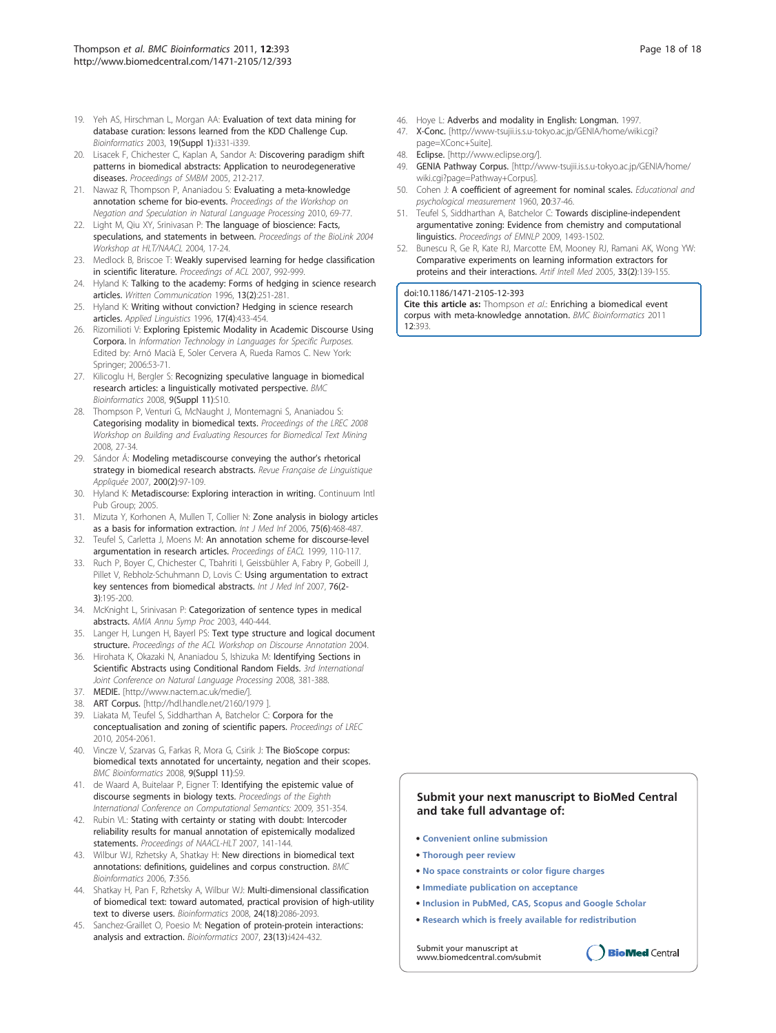19. Yeh AS, Hirschman L, Morgan AA: **Evaluation of text data mining for database curation: lessons learned from the KDD Challenge Cup.** *Bioinformatics* 2003, **19(Suppl 1)**:i331-i339.
20. Lisacek F, Chichester C, Kaplan A, Sandor A: **Discovering paradigm shift patterns in biomedical abstracts: Application to neurodegenerative diseases.** *Proceedings of SMBM* 2005, 212-217.
21. Nawaz R, Thompson P, Ananiadou S: **Evaluating a meta-knowledge annotation scheme for bio-events.** *Proceedings of the Workshop on Negation and Speculation in Natural Language Processing* 2010, 69-77.
22. Light M, Qiu XY, Srinivasan P: **The language of bioscience: Facts, speculations, and statements in between.** *Proceedings of the BioLink 2004 Workshop at HLT/NAACL* 2004, 17-24.
23. Medlock B, Briscoe T: **Weakly supervised learning for hedge classification in scientific literature.** *Proceedings of ACL* 2007, 992-999.
24. Hyland K: **Talking to the academy: Forms of hedging in science research articles.** *Written Communication* 1996, **13(2)**:251-281.
25. Hyland K: **Writing without conviction? Hedging in science research articles.** *Applied Linguistics* 1996, **17(4)**:433-454.
26. Rizomilioti V: **Exploring Epistemic Modality in Academic Discourse Using Corpora.** In *Information Technology in Languages for Specific Purposes.* Edited by: Arnó Macià E, Soler Cervera A, Rueda Ramos C. New York: Springer; 2006:53-71.
27. Kilicoglu H, Bergler S: **Recognizing speculative language in biomedical research articles: a linguistically motivated perspective.** *BMC Bioinformatics* 2008, **9(Suppl 11)**:S10.
28. Thompson P, Venturi G, McNaught J, Montemagni S, Ananiadou S: **Categorising modality in biomedical texts.** *Proceedings of the LREC 2008 Workshop on Building and Evaluating Resources for Biomedical Text Mining* 2008, 27-34.
29. Sándor Á: **Modeling metadiscourse conveying the author's rhetorical strategy in biomedical research abstracts.** *Revue Française de Linguistique Appliquée* 2007, **200(2)**:97-109.
30. Hyland K: **Metadiscourse: Exploring interaction in writing.** Continuum Intl Pub Group; 2005.
31. Mizuta Y, Korhonen A, Mullen T, Collier N: **Zone analysis in biology articles as a basis for information extraction.** *Int J Med Inf* 2006, **75(6)**:468-487.
32. Teufel S, Carletta J, Moens M: **An annotation scheme for discourse-level argumentation in research articles.** *Proceedings of EACL* 1999, 110-117.
33. Ruch P, Boyer C, Chichester C, Tbahriti I, Geissbühler A, Fabry P, Gobeill J, Pillet V, Rebholz-Schuhmann D, Lovis C: **Using argumentation to extract key sentences from biomedical abstracts.** *Int J Med Inf* 2007, **76(2-3)**:195-200.
34. McKnight L, Srinivasan P: **Categorization of sentence types in medical abstracts.** *AMIA Annu Symp Proc* 2003, 440-444.
35. Langer H, Lungen H, Bayerl PS: **Text type structure and logical document structure.** *Proceedings of the ACL Workshop on Discourse Annotation* 2004.
36. Hirohata K, Okazaki N, Ananiadou S, Ishizuka M: **Identifying Sections in Scientific Abstracts using Conditional Random Fields.** *3rd International Joint Conference on Natural Language Processing* 2008, 381-388.
37. **MEDIE.** [http://www.nactem.ac.uk/medie/].
38. **ART Corpus.** [http://hdl.handle.net/2160/1979 ].
39. Liakata M, Teufel S, Siddharthan A, Batchelor C: **Corpora for the conceptualisation and zoning of scientific papers.** *Proceedings of LREC* 2010, 2054-2061.
40. Vincze V, Szarvas G, Farkas R, Mora G, Csirik J: **The BioScope corpus: biomedical texts annotated for uncertainty, negation and their scopes.** *BMC Bioinformatics* 2008, **9(Suppl 11)**:S9.
41. de Waard A, Buitelaar P, Eigner T: **Identifying the epistemic value of discourse segments in biology texts.** *Proceedings of the Eighth International Conference on Computational Semantics:* 2009, 351-354.
42. Rubin VL: **Stating with certainty or stating with doubt: Intercoder reliability results for manual annotation of epistemically modalized statements.** *Proceedings of NAACL-HLT* 2007, 141-144.
43. Wilbur WJ, Rzhetsky A, Shatkay H: **New directions in biomedical text annotations: definitions, guidelines and corpus construction.** *BMC Bioinformatics* 2006, **7**:356.
44. Shatkay H, Pan F, Rzhetsky A, Wilbur WJ: **Multi-dimensional classification of biomedical text: toward automated, practical provision of high-utility text to diverse users.** *Bioinformatics* 2008, **24(18)**:2086-2093.
45. Sanchez-Graillet O, Poesio M: **Negation of protein-protein interactions: analysis and extraction.** *Bioinformatics* 2007, **23(13)**:i424-432.
46. Hoye L: **Adverbs and modality in English: Longman.** 1997.
47. **X-Conc.** [http://www-tsujii.is.s.u-tokyo.ac.jp/GENIA/home/wiki.cgi?page=XConc+Suite].
48. **Eclipse.** [http://www.eclipse.org/].
49. **GENIA Pathway Corpus.** [http://www-tsujii.is.s.u-tokyo.ac.jp/GENIA/home/wiki.cgi?page=Pathway+Corpus].
50. Cohen J: **A coefficient of agreement for nominal scales.** *Educational and psychological measurement* 1960, **20**:37-46.
51. Teufel S, Siddharthan A, Batchelor C: **Towards discipline-independent argumentative zoning: Evidence from chemistry and computational linguistics.** *Proceedings of EMNLP* 2009, 1493-1502.
52. Bunescu R, Ge R, Kate RJ, Marcotte EM, Mooney RJ, Ramani AK, Wong YW: **Comparative experiments on learning information extractors for proteins and their interactions.** *Artif Intell Med* 2005, **33(2)**:139-155.

doi:10.1186/1471-2105-12-393
**Cite this article as:** Thompson *et al.*: Enriching a biomedical event corpus with meta-knowledge annotation. *BMC Bioinformatics* 2011 **12**:393.

**Submit your next manuscript to BioMed Central and take full advantage of:**

- Convenient online submission
- Thorough peer review
- No space constraints or color figure charges
- Immediate publication on acceptance
- Inclusion in PubMed, CAS, Scopus and Google Scholar
- Research which is freely available for redistribution

Submit your manuscript at
www.biomedcentral.com/submit

BioMed Central